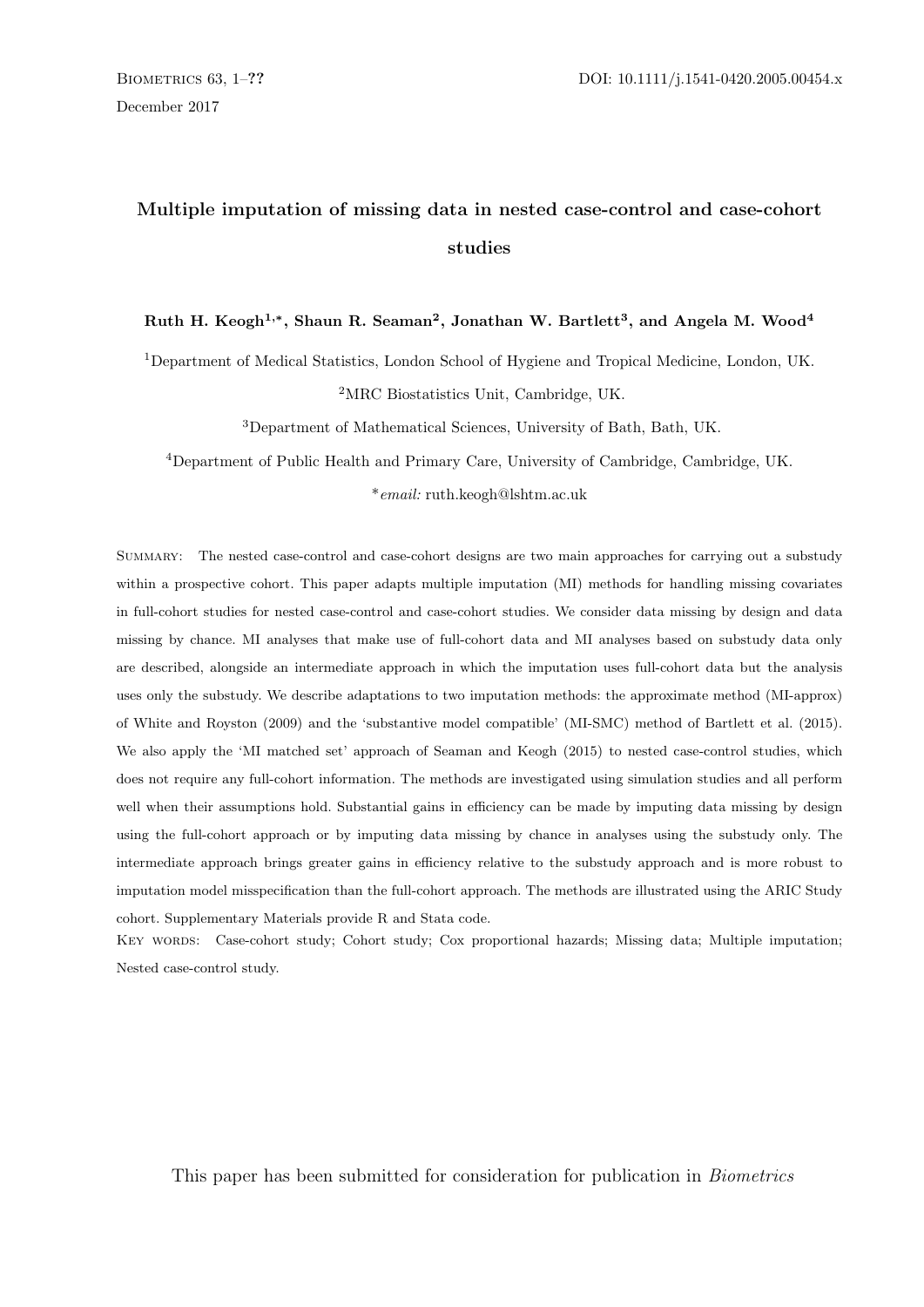# Multiple imputation of missing data in nested case-control and case-cohort studies

**Ruth H. Keogh[1,*], Shaun R. Seaman[2], Jonathan W. Bartlett[3], and Angela M. Wood[4]**

[1]Department of Medical Statistics, London School of Hygiene and Tropical Medicine, London, UK.

[2]MRC Biostatistics Unit, Cambridge, UK.

[3]Department of Mathematical Sciences, University of Bath, Bath, UK.

[4]Department of Public Health and Primary Care, University of Cambridge, Cambridge, UK.

[*]*email:* ruth.keogh@lshtm.ac.uk

Summary: The nested case-control and case-cohort designs are two main approaches for carrying out a substudy within a prospective cohort. This paper adapts multiple imputation (MI) methods for handling missing covariates in full-cohort studies for nested case-control and case-cohort studies. We consider data missing by design and data missing by chance. MI analyses that make use of full-cohort data and MI analyses based on substudy data only are described, alongside an intermediate approach in which the imputation uses full-cohort data but the analysis uses only the substudy. We describe adaptations to two imputation methods: the approximate method (MI-approx) of White and Royston (2009) and the 'substantive model compatible' (MI-SMC) method of Bartlett et al. (2015). We also apply the 'MI matched set' approach of Seaman and Keogh (2015) to nested case-control studies, which does not require any full-cohort information. The methods are investigated using simulation studies and all perform well when their assumptions hold. Substantial gains in efficiency can be made by imputing data missing by design using the full-cohort approach or by imputing data missing by chance in analyses using the substudy only. The intermediate approach brings greater gains in efficiency relative to the substudy approach and is more robust to imputation model misspecification than the full-cohort approach. The methods are illustrated using the ARIC Study cohort. Supplementary Materials provide R and Stata code.

Key words: Case-cohort study; Cohort study; Cox proportional hazards; Missing data; Multiple imputation; Nested case-control study.

This paper has been submitted for consideration for publication in *Biometrics*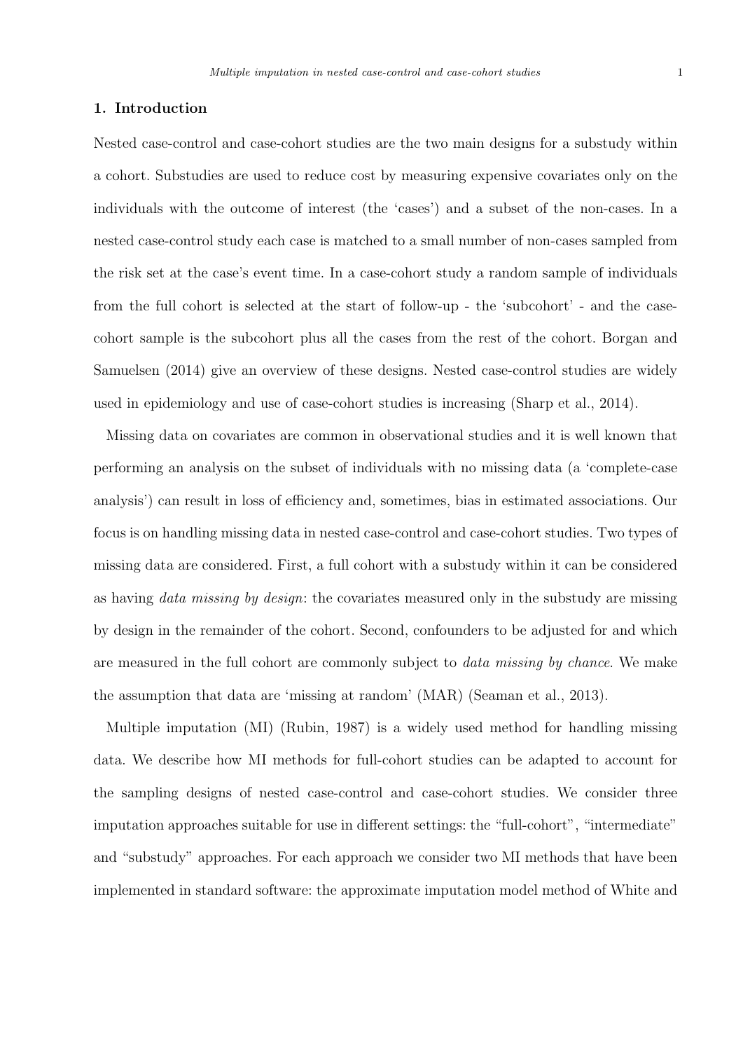## 1. Introduction

Nested case-control and case-cohort studies are the two main designs for a substudy within a cohort. Substudies are used to reduce cost by measuring expensive covariates only on the individuals with the outcome of interest (the 'cases') and a subset of the non-cases. In a nested case-control study each case is matched to a small number of non-cases sampled from the risk set at the case's event time. In a case-cohort study a random sample of individuals from the full cohort is selected at the start of follow-up - the 'subcohort' - and the case-cohort sample is the subcohort plus all the cases from the rest of the cohort. Borgan and Samuelsen (2014) give an overview of these designs. Nested case-control studies are widely used in epidemiology and use of case-cohort studies is increasing (Sharp et al., 2014).

Missing data on covariates are common in observational studies and it is well known that performing an analysis on the subset of individuals with no missing data (a 'complete-case analysis') can result in loss of efficiency and, sometimes, bias in estimated associations. Our focus is on handling missing data in nested case-control and case-cohort studies. Two types of missing data are considered. First, a full cohort with a substudy within it can be considered as having *data missing by design*: the covariates measured only in the substudy are missing by design in the remainder of the cohort. Second, confounders to be adjusted for and which are measured in the full cohort are commonly subject to *data missing by chance*. We make the assumption that data are 'missing at random' (MAR) (Seaman et al., 2013).

Multiple imputation (MI) (Rubin, 1987) is a widely used method for handling missing data. We describe how MI methods for full-cohort studies can be adapted to account for the sampling designs of nested case-control and case-cohort studies. We consider three imputation approaches suitable for use in different settings: the "full-cohort", "intermediate" and "substudy" approaches. For each approach we consider two MI methods that have been implemented in standard software: the approximate imputation model method of White and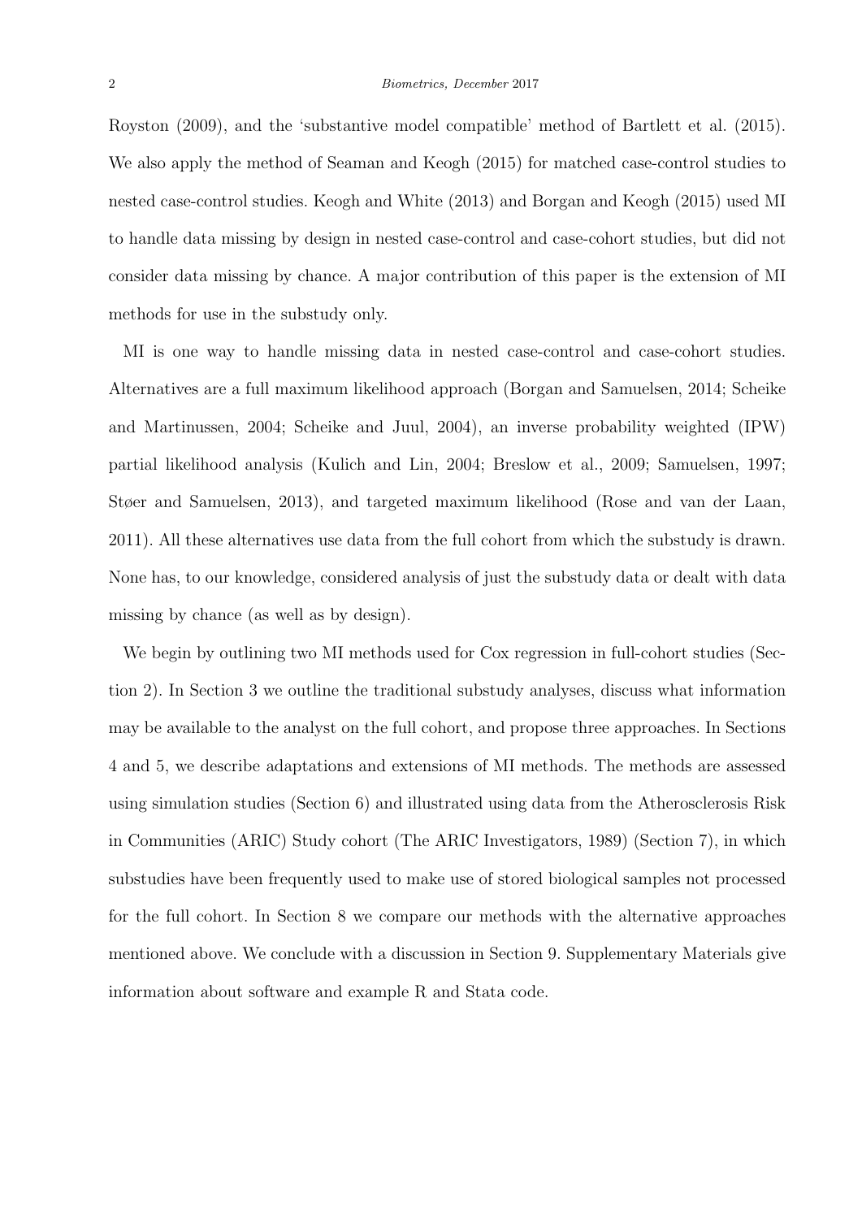Royston (2009), and the 'substantive model compatible' method of Bartlett et al. (2015). We also apply the method of Seaman and Keogh (2015) for matched case-control studies to nested case-control studies. Keogh and White (2013) and Borgan and Keogh (2015) used MI to handle data missing by design in nested case-control and case-cohort studies, but did not consider data missing by chance. A major contribution of this paper is the extension of MI methods for use in the substudy only.

MI is one way to handle missing data in nested case-control and case-cohort studies. Alternatives are a full maximum likelihood approach (Borgan and Samuelsen, 2014; Scheike and Martinussen, 2004; Scheike and Juul, 2004), an inverse probability weighted (IPW) partial likelihood analysis (Kulich and Lin, 2004; Breslow et al., 2009; Samuelsen, 1997; Støer and Samuelsen, 2013), and targeted maximum likelihood (Rose and van der Laan, 2011). All these alternatives use data from the full cohort from which the substudy is drawn. None has, to our knowledge, considered analysis of just the substudy data or dealt with data missing by chance (as well as by design).

We begin by outlining two MI methods used for Cox regression in full-cohort studies (Section 2). In Section 3 we outline the traditional substudy analyses, discuss what information may be available to the analyst on the full cohort, and propose three approaches. In Sections 4 and 5, we describe adaptations and extensions of MI methods. The methods are assessed using simulation studies (Section 6) and illustrated using data from the Atherosclerosis Risk in Communities (ARIC) Study cohort (The ARIC Investigators, 1989) (Section 7), in which substudies have been frequently used to make use of stored biological samples not processed for the full cohort. In Section 8 we compare our methods with the alternative approaches mentioned above. We conclude with a discussion in Section 9. Supplementary Materials give information about software and example R and Stata code.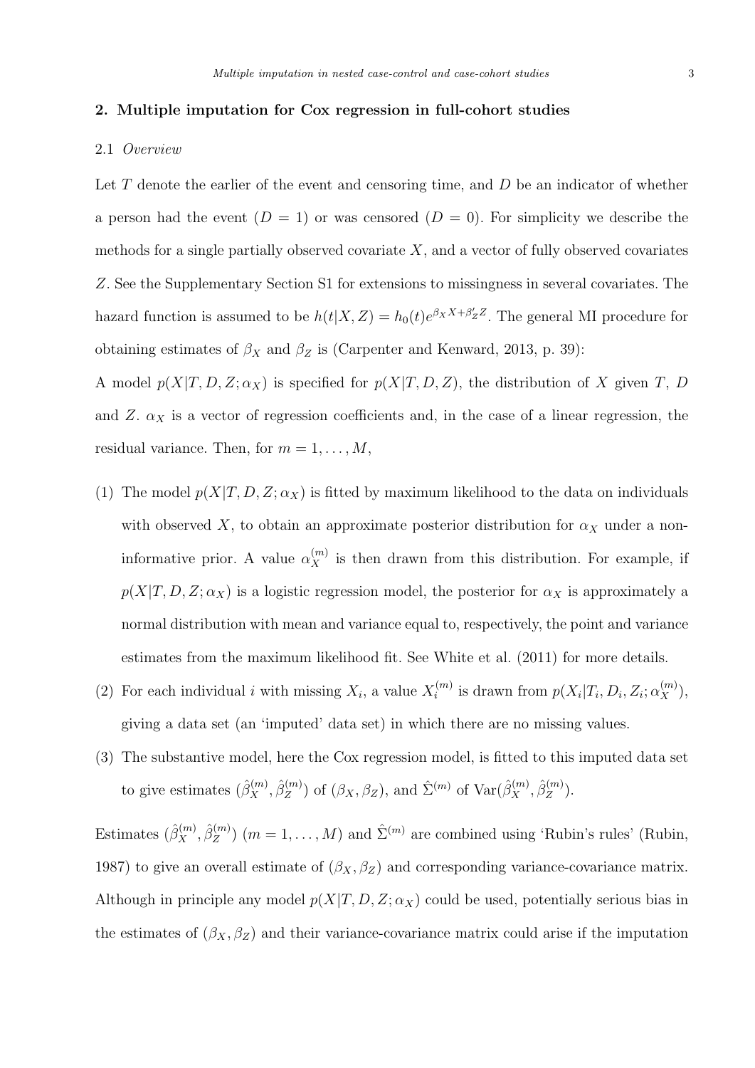## 2. Multiple imputation for Cox regression in full-cohort studies

### 2.1 *Overview*

Let $T$ denote the earlier of the event and censoring time, and $D$ be an indicator of whether a person had the event ($D = 1$) or was censored ($D = 0$). For simplicity we describe the methods for a single partially observed covariate $X$, and a vector of fully observed covariates $Z$. See the Supplementary Section S1 for extensions to missingness in several covariates. The hazard function is assumed to be $h(t|X, Z) = h_0(t)e^{\beta_X X + \beta_Z' Z}$. The general MI procedure for obtaining estimates of $\beta_X$ and $\beta_Z$ is (Carpenter and Kenward, 2013, p. 39):

A model $p(X|T, D, Z; \alpha_X)$ is specified for $p(X|T, D, Z)$, the distribution of $X$ given $T$, $D$ and $Z$. $\alpha_X$ is a vector of regression coefficients and, in the case of a linear regression, the residual variance. Then, for $m = 1, \ldots, M$,

(1) The model $p(X|T, D, Z; \alpha_X)$ is fitted by maximum likelihood to the data on individuals with observed $X$, to obtain an approximate posterior distribution for $\alpha_X$ under a non-informative prior. A value $\alpha_X^{(m)}$ is then drawn from this distribution. For example, if $p(X|T, D, Z; \alpha_X)$ is a logistic regression model, the posterior for $\alpha_X$ is approximately a normal distribution with mean and variance equal to, respectively, the point and variance estimates from the maximum likelihood fit. See White et al. (2011) for more details.

(2) For each individual $i$ with missing $X_i$, a value $X_i^{(m)}$ is drawn from $p(X_i|T_i, D_i, Z_i; \alpha_X^{(m)})$, giving a data set (an 'imputed' data set) in which there are no missing values.

(3) The substantive model, here the Cox regression model, is fitted to this imputed data set to give estimates $(\hat{\beta}_X^{(m)}, \hat{\beta}_Z^{(m)})$ of $(\beta_X, \beta_Z)$, and $\hat{\Sigma}^{(m)}$ of $\text{Var}(\hat{\beta}_X^{(m)}, \hat{\beta}_Z^{(m)})$.

Estimates $(\hat{\beta}_X^{(m)}, \hat{\beta}_Z^{(m)})$ $(m = 1, \ldots, M)$ and $\hat{\Sigma}^{(m)}$ are combined using 'Rubin's rules' (Rubin, 1987) to give an overall estimate of $(\beta_X, \beta_Z)$ and corresponding variance-covariance matrix. Although in principle any model $p(X|T, D, Z; \alpha_X)$ could be used, potentially serious bias in the estimates of $(\beta_X, \beta_Z)$ and their variance-covariance matrix could arise if the imputation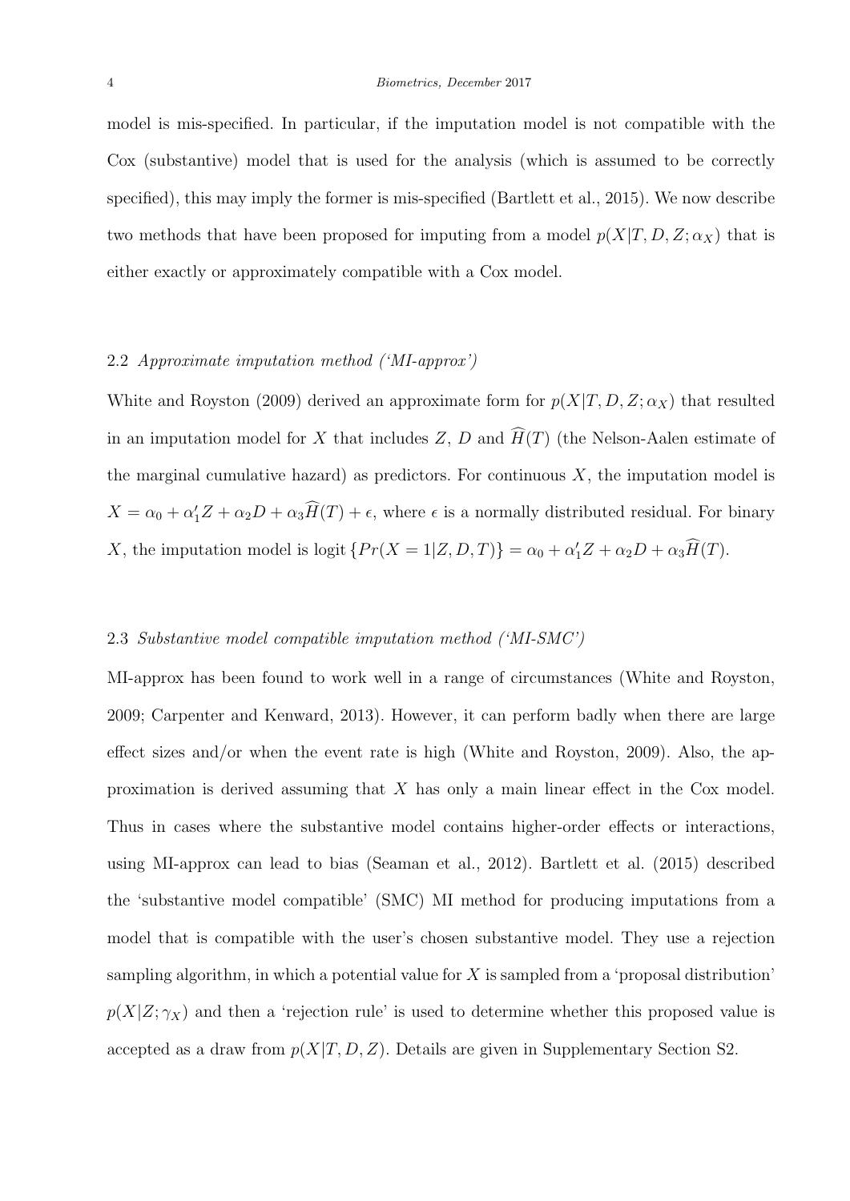model is mis-specified. In particular, if the imputation model is not compatible with the Cox (substantive) model that is used for the analysis (which is assumed to be correctly specified), this may imply the former is mis-specified (Bartlett et al., 2015). We now describe two methods that have been proposed for imputing from a model $p(X|T, D, Z; \alpha_X)$ that is either exactly or approximately compatible with a Cox model.

### 2.2 *Approximate imputation method ('MI-approx')*

White and Royston (2009) derived an approximate form for $p(X|T, D, Z; \alpha_X)$ that resulted in an imputation model for $X$ that includes $Z$, $D$ and $\widehat{H}(T)$ (the Nelson-Aalen estimate of the marginal cumulative hazard) as predictors. For continuous $X$, the imputation model is $X = \alpha_0 + \alpha_1' Z + \alpha_2 D + \alpha_3 \widehat{H}(T) + \epsilon$, where $\epsilon$ is a normally distributed residual. For binary $X$, the imputation model is $\text{logit}\{Pr(X = 1|Z, D, T)\} = \alpha_0 + \alpha_1' Z + \alpha_2 D + \alpha_3 \widehat{H}(T)$.

### 2.3 *Substantive model compatible imputation method ('MI-SMC')*

MI-approx has been found to work well in a range of circumstances (White and Royston, 2009; Carpenter and Kenward, 2013). However, it can perform badly when there are large effect sizes and/or when the event rate is high (White and Royston, 2009). Also, the approximation is derived assuming that $X$ has only a main linear effect in the Cox model. Thus in cases where the substantive model contains higher-order effects or interactions, using MI-approx can lead to bias (Seaman et al., 2012). Bartlett et al. (2015) described the 'substantive model compatible' (SMC) MI method for producing imputations from a model that is compatible with the user's chosen substantive model. They use a rejection sampling algorithm, in which a potential value for $X$ is sampled from a 'proposal distribution' $p(X|Z; \gamma_X)$ and then a 'rejection rule' is used to determine whether this proposed value is accepted as a draw from $p(X|T, D, Z)$. Details are given in Supplementary Section S2.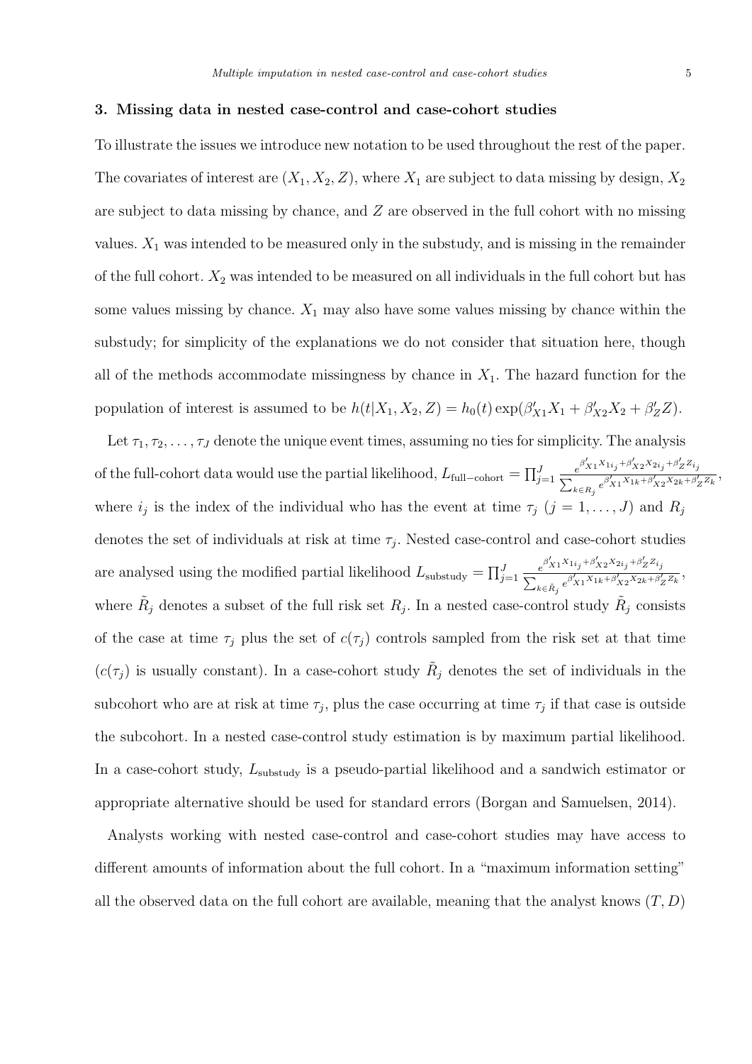## 3. Missing data in nested case-control and case-cohort studies

To illustrate the issues we introduce new notation to be used throughout the rest of the paper. The covariates of interest are $(X_1, X_2, Z)$, where $X_1$ are subject to data missing by design, $X_2$ are subject to data missing by chance, and $Z$ are observed in the full cohort with no missing values. $X_1$ was intended to be measured only in the substudy, and is missing in the remainder of the full cohort. $X_2$ was intended to be measured on all individuals in the full cohort but has some values missing by chance. $X_1$ may also have some values missing by chance within the substudy; for simplicity of the explanations we do not consider that situation here, though all of the methods accommodate missingness by chance in $X_1$. The hazard function for the population of interest is assumed to be $h(t|X_1, X_2, Z) = h_0(t)\exp(\beta_{X1}' X_1 + \beta_{X2}' X_2 + \beta_Z' Z)$.

Let $\tau_1, \tau_2, \ldots, \tau_J$ denote the unique event times, assuming no ties for simplicity. The analysis of the full-cohort data would use the partial likelihood, $L_{\text{full-cohort}} = \prod_{j=1}^{J} \frac{e^{\beta_{X1}' X_{1i_j} + \beta_{X2}' X_{2i_j} + \beta_Z' Z_{i_j}}}{\sum_{k \in R_j} e^{\beta_{X1}' X_{1k} + \beta_{X2}' X_{2k} + \beta_Z' Z_k}}$, where $i_j$ is the index of the individual who has the event at time $\tau_j$ $(j = 1, \ldots, J)$ and $R_j$ denotes the set of individuals at risk at time $\tau_j$. Nested case-control and case-cohort studies are analysed using the modified partial likelihood $L_{\text{substudy}} = \prod_{j=1}^{J} \frac{e^{\beta_{X1}' X_{1i_j} + \beta_{X2}' X_{2i_j} + \beta_Z' Z_{i_j}}}{\sum_{k \in \tilde{R}_j} e^{\beta_{X1}' X_{1k} + \beta_{X2}' X_{2k} + \beta_Z' Z_k}}$, where $\tilde{R}_j$ denotes a subset of the full risk set $R_j$. In a nested case-control study $\tilde{R}_j$ consists of the case at time $\tau_j$ plus the set of $c(\tau_j)$ controls sampled from the risk set at that time ($c(\tau_j)$ is usually constant). In a case-cohort study $\tilde{R}_j$ denotes the set of individuals in the subcohort who are at risk at time $\tau_j$, plus the case occurring at time $\tau_j$ if that case is outside the subcohort. In a nested case-control study estimation is by maximum partial likelihood. In a case-cohort study, $L_{\text{substudy}}$ is a pseudo-partial likelihood and a sandwich estimator or appropriate alternative should be used for standard errors (Borgan and Samuelsen, 2014).

Analysts working with nested case-control and case-cohort studies may have access to different amounts of information about the full cohort. In a "maximum information setting" all the observed data on the full cohort are available, meaning that the analyst knows $(T, D)$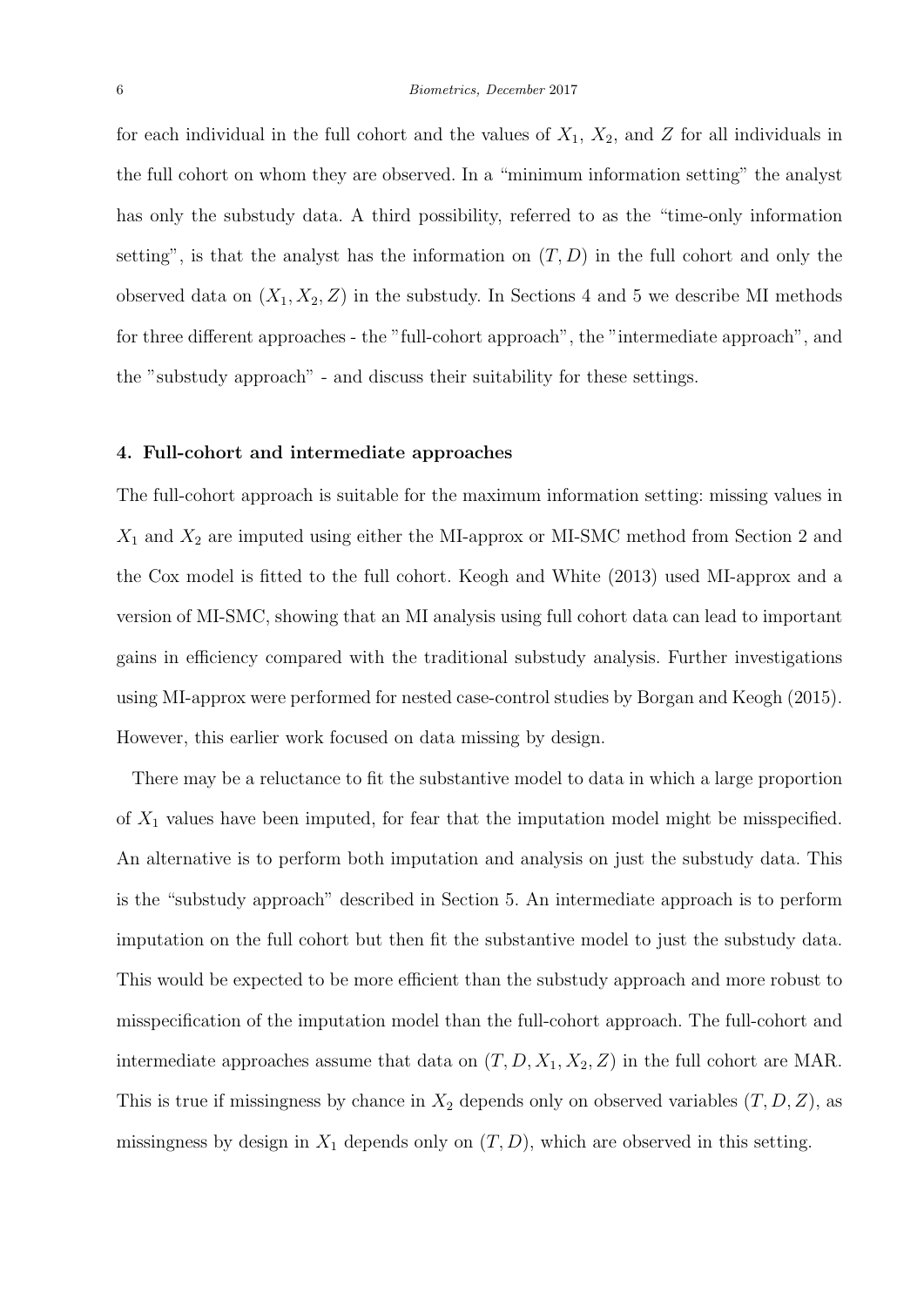for each individual in the full cohort and the values of $X_1$, $X_2$, and $Z$ for all individuals in the full cohort on whom they are observed. In a "minimum information setting" the analyst has only the substudy data. A third possibility, referred to as the "time-only information setting", is that the analyst has the information on $(T, D)$ in the full cohort and only the observed data on $(X_1, X_2, Z)$ in the substudy. In Sections 4 and 5 we describe MI methods for three different approaches - the "full-cohort approach", the "intermediate approach", and the "substudy approach" - and discuss their suitability for these settings.

## 4. Full-cohort and intermediate approaches

The full-cohort approach is suitable for the maximum information setting: missing values in $X_1$ and $X_2$ are imputed using either the MI-approx or MI-SMC method from Section 2 and the Cox model is fitted to the full cohort. Keogh and White (2013) used MI-approx and a version of MI-SMC, showing that an MI analysis using full cohort data can lead to important gains in efficiency compared with the traditional substudy analysis. Further investigations using MI-approx were performed for nested case-control studies by Borgan and Keogh (2015). However, this earlier work focused on data missing by design.

There may be a reluctance to fit the substantive model to data in which a large proportion of $X_1$ values have been imputed, for fear that the imputation model might be misspecified. An alternative is to perform both imputation and analysis on just the substudy data. This is the "substudy approach" described in Section 5. An intermediate approach is to perform imputation on the full cohort but then fit the substantive model to just the substudy data. This would be expected to be more efficient than the substudy approach and more robust to misspecification of the imputation model than the full-cohort approach. The full-cohort and intermediate approaches assume that data on $(T, D, X_1, X_2, Z)$ in the full cohort are MAR. This is true if missingness by chance in $X_2$ depends only on observed variables $(T, D, Z)$, as missingness by design in $X_1$ depends only on $(T, D)$, which are observed in this setting.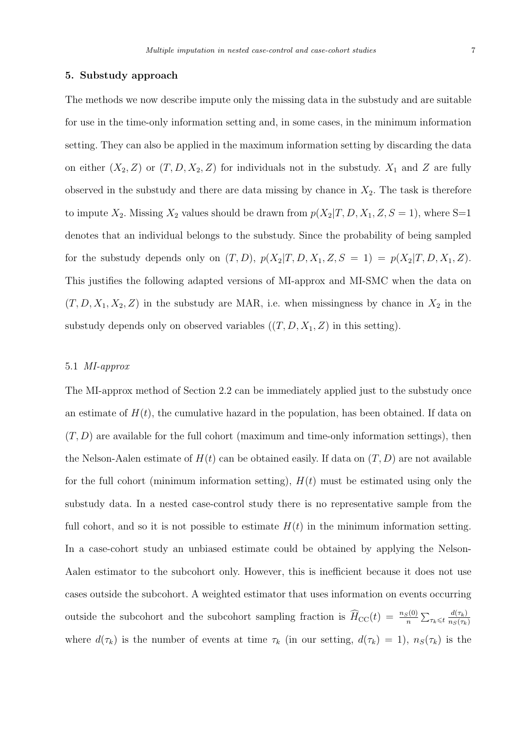## 5. Substudy approach

The methods we now describe impute only the missing data in the substudy and are suitable for use in the time-only information setting and, in some cases, in the minimum information setting. They can also be applied in the maximum information setting by discarding the data on either $(X_2, Z)$ or $(T, D, X_2, Z)$ for individuals not in the substudy. $X_1$ and $Z$ are fully observed in the substudy and there are data missing by chance in $X_2$. The task is therefore to impute $X_2$. Missing $X_2$ values should be drawn from $p(X_2|T, D, X_1, Z, S = 1)$, where S=1 denotes that an individual belongs to the substudy. Since the probability of being sampled for the substudy depends only on $(T, D)$, $p(X_2|T, D, X_1, Z, S = 1) = p(X_2|T, D, X_1, Z)$. This justifies the following adapted versions of MI-approx and MI-SMC when the data on $(T, D, X_1, X_2, Z)$ in the substudy are MAR, i.e. when missingness by chance in $X_2$ in the substudy depends only on observed variables ($(T, D, X_1, Z)$ in this setting).

### 5.1 *MI-approx*

The MI-approx method of Section 2.2 can be immediately applied just to the substudy once an estimate of $H(t)$, the cumulative hazard in the population, has been obtained. If data on $(T, D)$ are available for the full cohort (maximum and time-only information settings), then the Nelson-Aalen estimate of $H(t)$ can be obtained easily. If data on $(T, D)$ are not available for the full cohort (minimum information setting), $H(t)$ must be estimated using only the substudy data. In a nested case-control study there is no representative sample from the full cohort, and so it is not possible to estimate $H(t)$ in the minimum information setting. In a case-cohort study an unbiased estimate could be obtained by applying the Nelson-Aalen estimator to the subcohort only. However, this is inefficient because it does not use cases outside the subcohort. A weighted estimator that uses information on events occurring outside the subcohort and the subcohort sampling fraction is $\widehat{H}_{\text{CC}}(t) = \frac{n_S(0)}{n} \sum_{\tau_k \leqslant t} \frac{d(\tau_k)}{n_S(\tau_k)}$ where $d(\tau_k)$ is the number of events at time $\tau_k$ (in our setting, $d(\tau_k) = 1$), $n_S(\tau_k)$ is the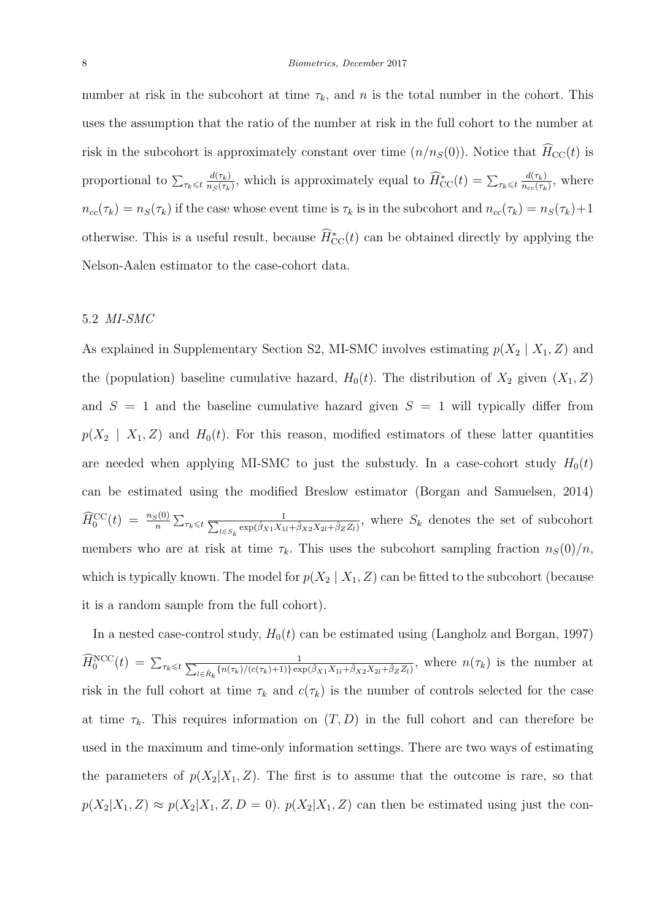number at risk in the subcohort at time $\tau_k$, and $n$ is the total number in the cohort. This uses the assumption that the ratio of the number at risk in the full cohort to the number at risk in the subcohort is approximately constant over time ($n/n_S(0)$). Notice that $\widehat{H}_{\text{CC}}(t)$ is proportional to $\sum_{\tau_k \leqslant t} \frac{d(\tau_k)}{n_S(\tau_k)}$, which is approximately equal to $\widehat{H}^*_{\text{CC}}(t) = \sum_{\tau_k \leqslant t} \frac{d(\tau_k)}{n_{cc}(\tau_k)}$, where $n_{cc}(\tau_k) = n_S(\tau_k)$ if the case whose event time is $\tau_k$ is in the subcohort and $n_{cc}(\tau_k) = n_S(\tau_k)+1$ otherwise. This is a useful result, because $\widehat{H}^*_{\text{CC}}(t)$ can be obtained directly by applying the Nelson-Aalen estimator to the case-cohort data.

### 5.2 *MI-SMC*

As explained in Supplementary Section S2, MI-SMC involves estimating $p(X_2 \mid X_1, Z)$ and the (population) baseline cumulative hazard, $H_0(t)$. The distribution of $X_2$ given $(X_1, Z)$ and $S = 1$ and the baseline cumulative hazard given $S = 1$ will typically differ from $p(X_2 \mid X_1, Z)$ and $H_0(t)$. For this reason, modified estimators of these latter quantities are needed when applying MI-SMC to just the substudy. In a case-cohort study $H_0(t)$ can be estimated using the modified Breslow estimator (Borgan and Samuelsen, 2014) $\widehat{H}_0^{\text{CC}}(t) = \frac{n_S(0)}{n} \sum_{\tau_k \leqslant t} \frac{1}{\sum_{l \in S_k} \exp(\hat{\beta}_{X1} X_{1l} + \hat{\beta}_{X2} X_{2l} + \hat{\beta}_Z Z_l)}$, where $S_k$ denotes the set of subcohort members who are at risk at time $\tau_k$. This uses the subcohort sampling fraction $n_S(0)/n$, which is typically known. The model for $p(X_2 \mid X_1, Z)$ can be fitted to the subcohort (because it is a random sample from the full cohort).

In a nested case-control study, $H_0(t)$ can be estimated using (Langholz and Borgan, 1997) $\widehat{H}_0^{\text{NCC}}(t) = \sum_{\tau_k \leqslant t} \frac{1}{\sum_{l \in \tilde{R}_k} \{n(\tau_k)/(c(\tau_k)+1)\} \exp(\hat{\beta}_{X1} X_{1l} + \hat{\beta}_{X2} X_{2l} + \hat{\beta}_Z Z_l)}$, where $n(\tau_k)$ is the number at risk in the full cohort at time $\tau_k$ and $c(\tau_k)$ is the number of controls selected for the case at time $\tau_k$. This requires information on $(T, D)$ in the full cohort and can therefore be used in the maximum and time-only information settings. There are two ways of estimating the parameters of $p(X_2|X_1, Z)$. The first is to assume that the outcome is rare, so that $p(X_2|X_1, Z) \approx p(X_2|X_1, Z, D = 0)$. $p(X_2|X_1, Z)$ can then be estimated using just the con-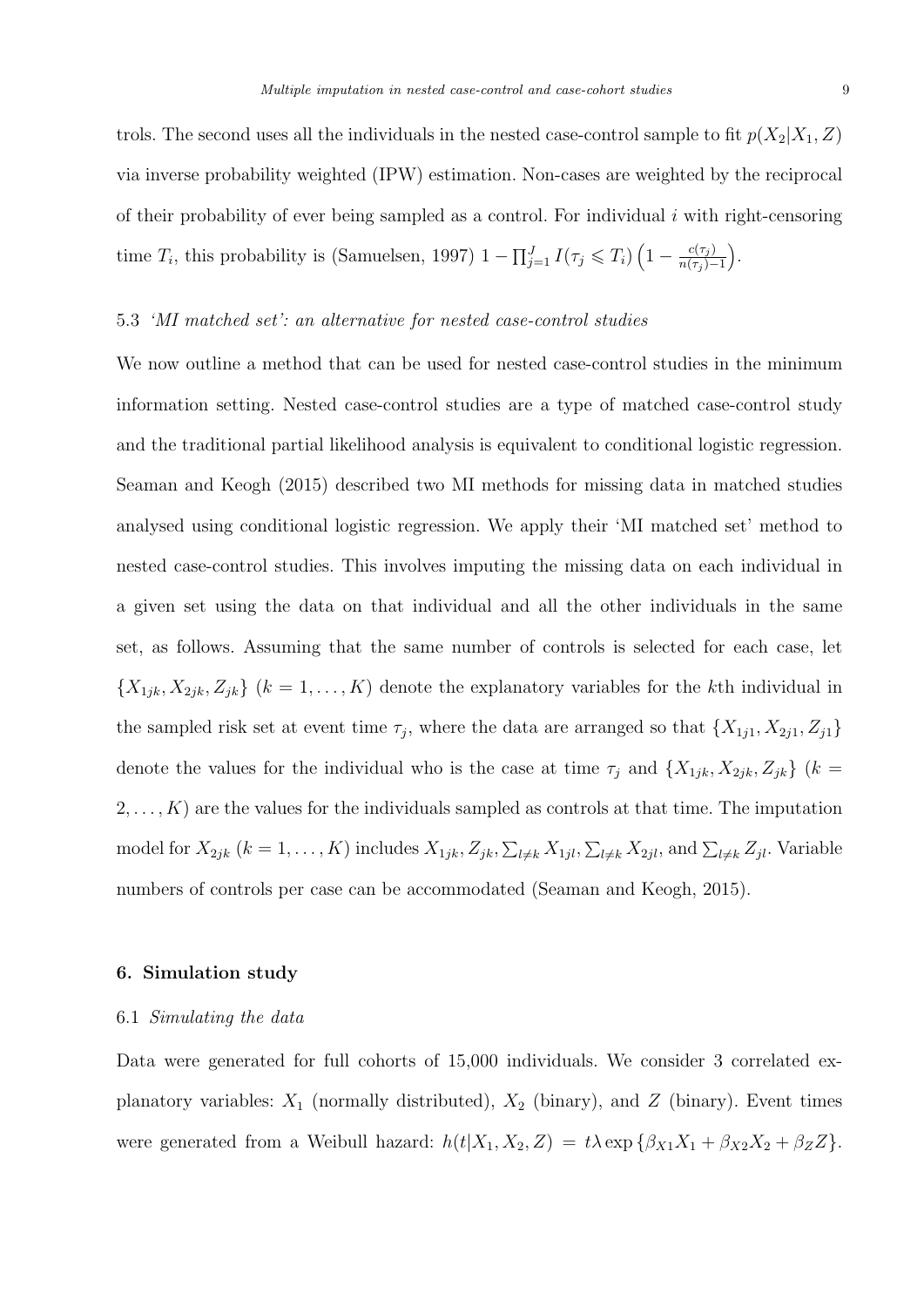trols. The second uses all the individuals in the nested case-control sample to fit $p(X_2|X_1, Z)$ via inverse probability weighted (IPW) estimation. Non-cases are weighted by the reciprocal of their probability of ever being sampled as a control. For individual $i$ with right-censoring time $T_i$, this probability is (Samuelsen, 1997) $1 - \prod_{j=1}^{J} I(\tau_j \leqslant T_i)\left(1 - \frac{c(\tau_j)}{n(\tau_j)-1}\right)$.

### 5.3 *'MI matched set': an alternative for nested case-control studies*

We now outline a method that can be used for nested case-control studies in the minimum information setting. Nested case-control studies are a type of matched case-control study and the traditional partial likelihood analysis is equivalent to conditional logistic regression. Seaman and Keogh (2015) described two MI methods for missing data in matched studies analysed using conditional logistic regression. We apply their 'MI matched set' method to nested case-control studies. This involves imputing the missing data on each individual in a given set using the data on that individual and all the other individuals in the same set, as follows. Assuming that the same number of controls is selected for each case, let $\{X_{1jk}, X_{2jk}, Z_{jk}\}$ $(k = 1, \ldots, K)$ denote the explanatory variables for the $k$th individual in the sampled risk set at event time $\tau_j$, where the data are arranged so that $\{X_{1j1}, X_{2j1}, Z_{j1}\}$ denote the values for the individual who is the case at time $\tau_j$ and $\{X_{1jk}, X_{2jk}, Z_{jk}\}$ $(k = 2, \ldots, K)$ are the values for the individuals sampled as controls at that time. The imputation model for $X_{2jk}$ $(k = 1, \ldots, K)$ includes $X_{1jk}, Z_{jk}, \sum_{l \neq k} X_{1jl}, \sum_{l \neq k} X_{2jl}$, and $\sum_{l \neq k} Z_{jl}$. Variable numbers of controls per case can be accommodated (Seaman and Keogh, 2015).

## 6. Simulation study

### 6.1 *Simulating the data*

Data were generated for full cohorts of 15,000 individuals. We consider 3 correlated explanatory variables: $X_1$ (normally distributed), $X_2$ (binary), and $Z$ (binary). Event times were generated from a Weibull hazard: $h(t|X_1, X_2, Z) = t\lambda \exp\{\beta_{X1}X_1 + \beta_{X2}X_2 + \beta_Z Z\}$.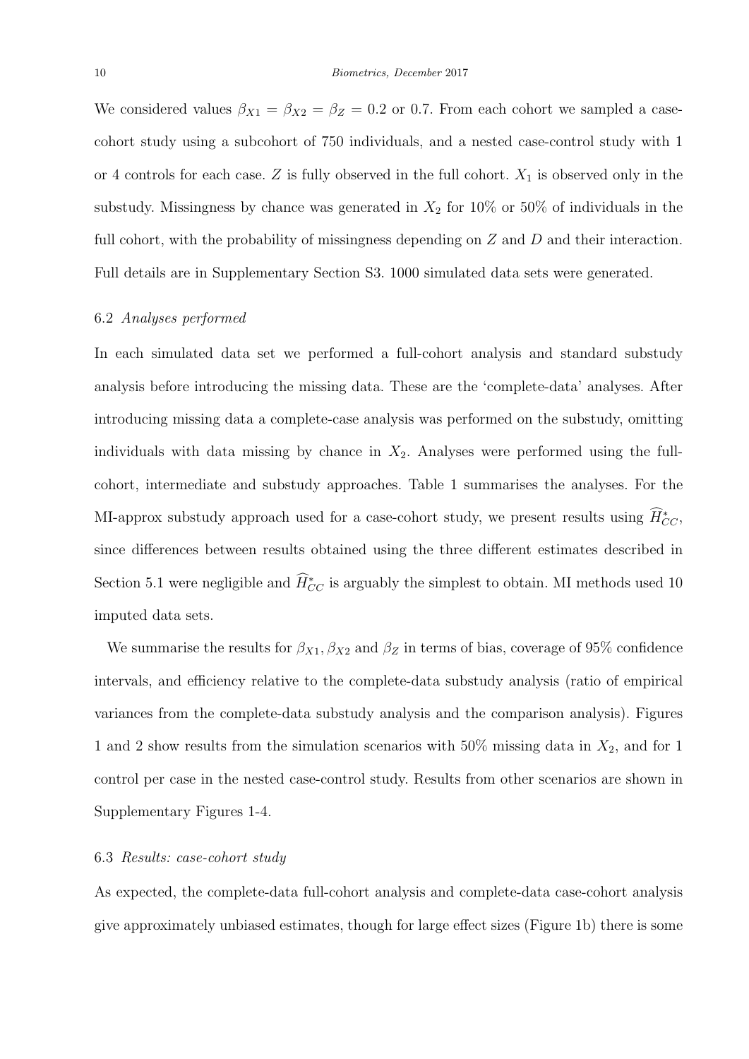We considered values $\beta_{X1} = \beta_{X2} = \beta_Z = 0.2$ or 0.7. From each cohort we sampled a case-cohort study using a subcohort of 750 individuals, and a nested case-control study with 1 or 4 controls for each case. $Z$ is fully observed in the full cohort. $X_1$ is observed only in the substudy. Missingness by chance was generated in $X_2$ for 10% or 50% of individuals in the full cohort, with the probability of missingness depending on $Z$ and $D$ and their interaction. Full details are in Supplementary Section S3. 1000 simulated data sets were generated.

### 6.2 *Analyses performed*

In each simulated data set we performed a full-cohort analysis and standard substudy analysis before introducing the missing data. These are the 'complete-data' analyses. After introducing missing data a complete-case analysis was performed on the substudy, omitting individuals with data missing by chance in $X_2$. Analyses were performed using the full-cohort, intermediate and substudy approaches. Table 1 summarises the analyses. For the MI-approx substudy approach used for a case-cohort study, we present results using $\widehat{H}^*_{CC}$, since differences between results obtained using the three different estimates described in Section 5.1 were negligible and $\widehat{H}^*_{CC}$ is arguably the simplest to obtain. MI methods used 10 imputed data sets.

We summarise the results for $\beta_{X1}, \beta_{X2}$ and $\beta_Z$ in terms of bias, coverage of 95% confidence intervals, and efficiency relative to the complete-data substudy analysis (ratio of empirical variances from the complete-data substudy analysis and the comparison analysis). Figures 1 and 2 show results from the simulation scenarios with 50% missing data in $X_2$, and for 1 control per case in the nested case-control study. Results from other scenarios are shown in Supplementary Figures 1-4.

### 6.3 *Results: case-cohort study*

As expected, the complete-data full-cohort analysis and complete-data case-cohort analysis give approximately unbiased estimates, though for large effect sizes (Figure 1b) there is some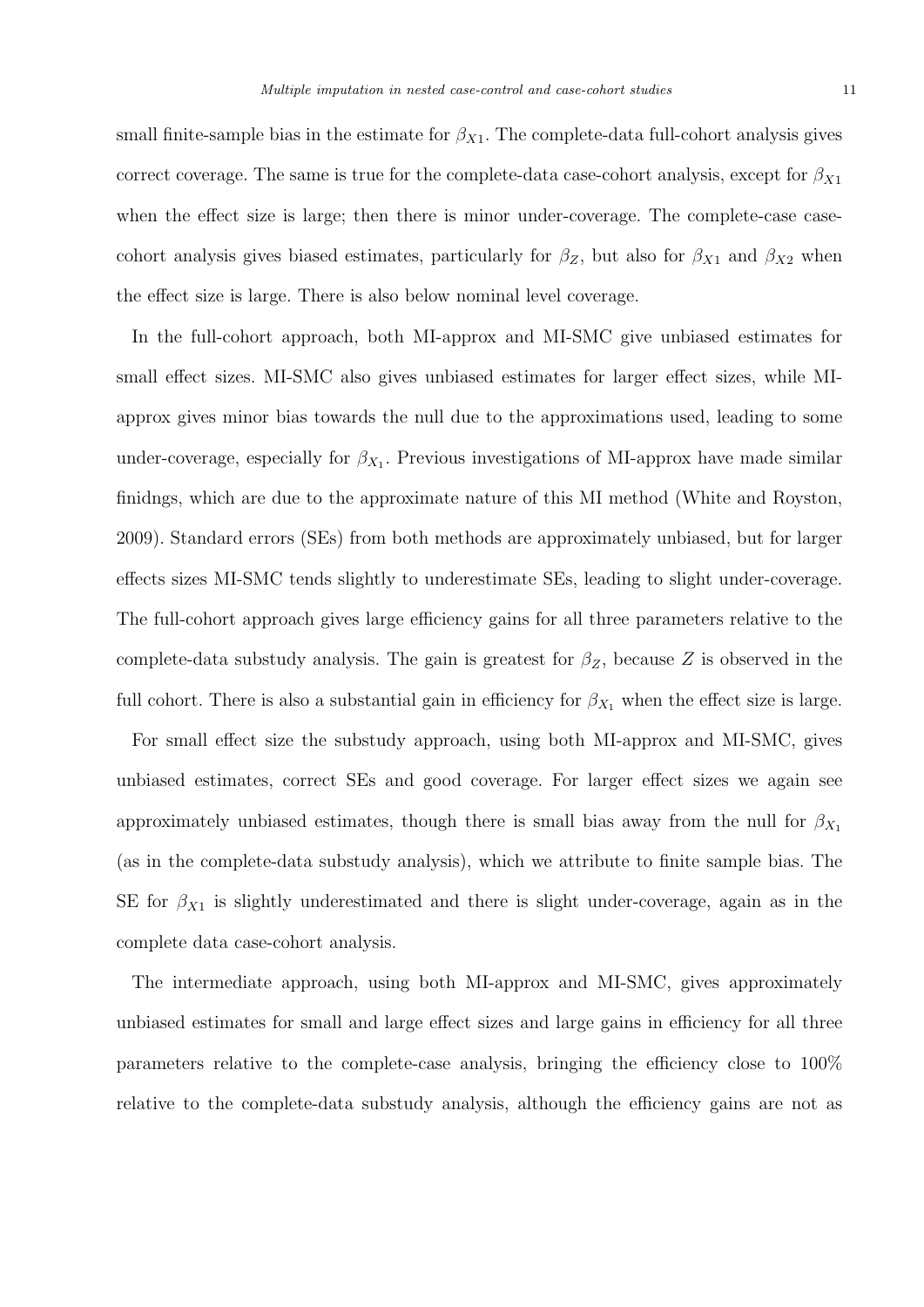small finite-sample bias in the estimate for $\beta_{X1}$. The complete-data full-cohort analysis gives correct coverage. The same is true for the complete-data case-cohort analysis, except for $\beta_{X1}$ when the effect size is large; then there is minor under-coverage. The complete-case case-cohort analysis gives biased estimates, particularly for $\beta_Z$, but also for $\beta_{X1}$ and $\beta_{X2}$ when the effect size is large. There is also below nominal level coverage.

In the full-cohort approach, both MI-approx and MI-SMC give unbiased estimates for small effect sizes. MI-SMC also gives unbiased estimates for larger effect sizes, while MI-approx gives minor bias towards the null due to the approximations used, leading to some under-coverage, especially for $\beta_{X_1}$. Previous investigations of MI-approx have made similar finidngs, which are due to the approximate nature of this MI method (White and Royston, 2009). Standard errors (SEs) from both methods are approximately unbiased, but for larger effects sizes MI-SMC tends slightly to underestimate SEs, leading to slight under-coverage. The full-cohort approach gives large efficiency gains for all three parameters relative to the complete-data substudy analysis. The gain is greatest for $\beta_Z$, because $Z$ is observed in the full cohort. There is also a substantial gain in efficiency for $\beta_{X_1}$ when the effect size is large.

For small effect size the substudy approach, using both MI-approx and MI-SMC, gives unbiased estimates, correct SEs and good coverage. For larger effect sizes we again see approximately unbiased estimates, though there is small bias away from the null for $\beta_{X_1}$ (as in the complete-data substudy analysis), which we attribute to finite sample bias. The SE for $\beta_{X1}$ is slightly underestimated and there is slight under-coverage, again as in the complete data case-cohort analysis.

The intermediate approach, using both MI-approx and MI-SMC, gives approximately unbiased estimates for small and large effect sizes and large gains in efficiency for all three parameters relative to the complete-case analysis, bringing the efficiency close to 100% relative to the complete-data substudy analysis, although the efficiency gains are not as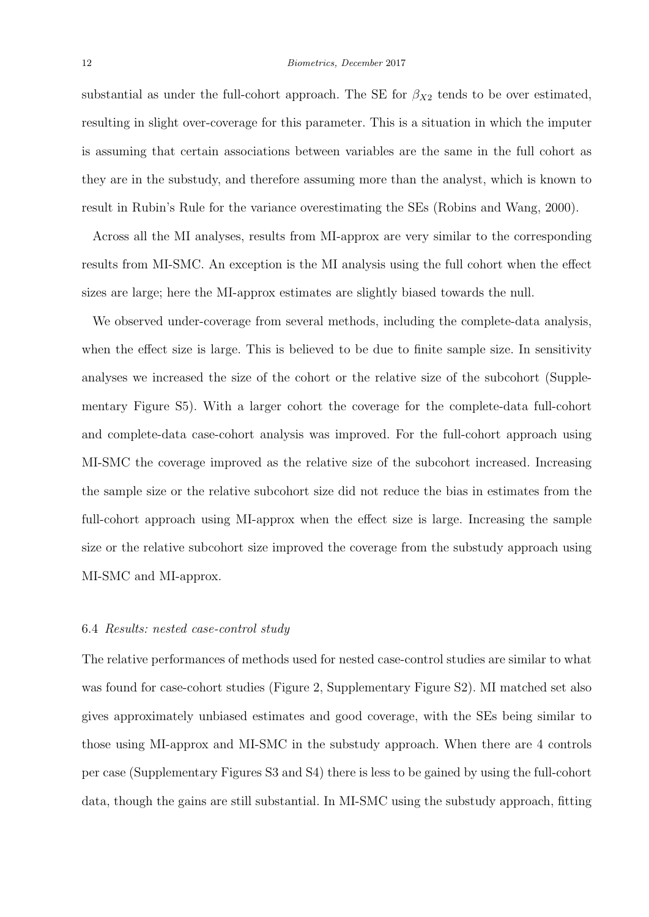substantial as under the full-cohort approach. The SE for $\beta_{X2}$ tends to be over estimated, resulting in slight over-coverage for this parameter. This is a situation in which the imputer is assuming that certain associations between variables are the same in the full cohort as they are in the substudy, and therefore assuming more than the analyst, which is known to result in Rubin's Rule for the variance overestimating the SEs (Robins and Wang, 2000).

Across all the MI analyses, results from MI-approx are very similar to the corresponding results from MI-SMC. An exception is the MI analysis using the full cohort when the effect sizes are large; here the MI-approx estimates are slightly biased towards the null.

We observed under-coverage from several methods, including the complete-data analysis, when the effect size is large. This is believed to be due to finite sample size. In sensitivity analyses we increased the size of the cohort or the relative size of the subcohort (Supplementary Figure S5). With a larger cohort the coverage for the complete-data full-cohort and complete-data case-cohort analysis was improved. For the full-cohort approach using MI-SMC the coverage improved as the relative size of the subcohort increased. Increasing the sample size or the relative subcohort size did not reduce the bias in estimates from the full-cohort approach using MI-approx when the effect size is large. Increasing the sample size or the relative subcohort size improved the coverage from the substudy approach using MI-SMC and MI-approx.

### 6.4 *Results: nested case-control study*

The relative performances of methods used for nested case-control studies are similar to what was found for case-cohort studies (Figure 2, Supplementary Figure S2). MI matched set also gives approximately unbiased estimates and good coverage, with the SEs being similar to those using MI-approx and MI-SMC in the substudy approach. When there are 4 controls per case (Supplementary Figures S3 and S4) there is less to be gained by using the full-cohort data, though the gains are still substantial. In MI-SMC using the substudy approach, fitting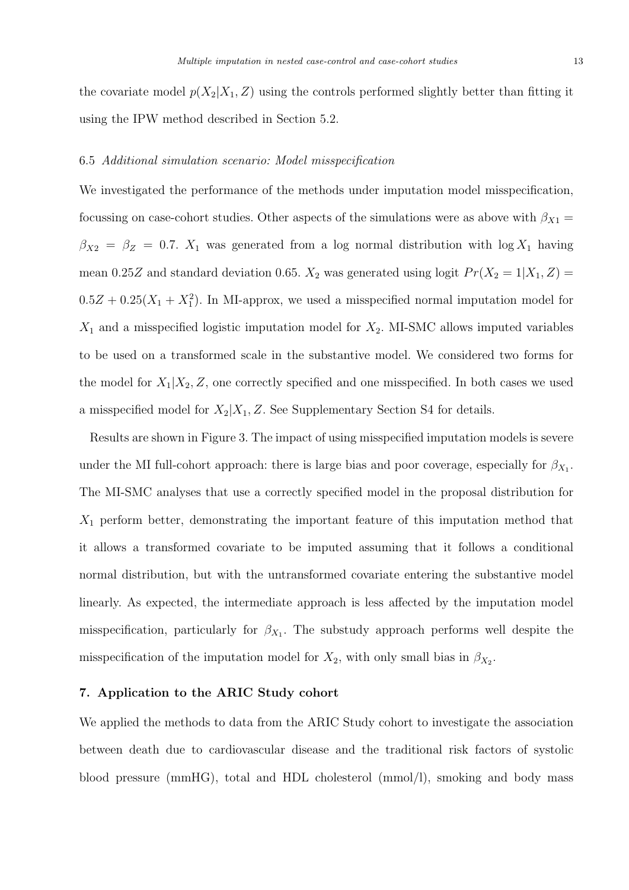the covariate model $p(X_2|X_1, Z)$ using the controls performed slightly better than fitting it using the IPW method described in Section 5.2.

### 6.5 *Additional simulation scenario: Model misspecification*

We investigated the performance of the methods under imputation model misspecification, focussing on case-cohort studies. Other aspects of the simulations were as above with $\beta_{X1} = \beta_{X2} = \beta_Z = 0.7$. $X_1$ was generated from a log normal distribution with $\log X_1$ having mean $0.25Z$ and standard deviation 0.65. $X_2$ was generated using logit $Pr(X_2 = 1|X_1, Z) = 0.5Z + 0.25(X_1 + X_1^2)$. In MI-approx, we used a misspecified normal imputation model for $X_1$ and a misspecified logistic imputation model for $X_2$. MI-SMC allows imputed variables to be used on a transformed scale in the substantive model. We considered two forms for the model for $X_1|X_2, Z$, one correctly specified and one misspecified. In both cases we used a misspecified model for $X_2|X_1, Z$. See Supplementary Section S4 for details.

Results are shown in Figure 3. The impact of using misspecified imputation models is severe under the MI full-cohort approach: there is large bias and poor coverage, especially for $\beta_{X_1}$. The MI-SMC analyses that use a correctly specified model in the proposal distribution for $X_1$ perform better, demonstrating the important feature of this imputation method that it allows a transformed covariate to be imputed assuming that it follows a conditional normal distribution, but with the untransformed covariate entering the substantive model linearly. As expected, the intermediate approach is less affected by the imputation model misspecification, particularly for $\beta_{X_1}$. The substudy approach performs well despite the misspecification of the imputation model for $X_2$, with only small bias in $\beta_{X_2}$.

## 7. Application to the ARIC Study cohort

We applied the methods to data from the ARIC Study cohort to investigate the association between death due to cardiovascular disease and the traditional risk factors of systolic blood pressure (mmHG), total and HDL cholesterol (mmol/l), smoking and body mass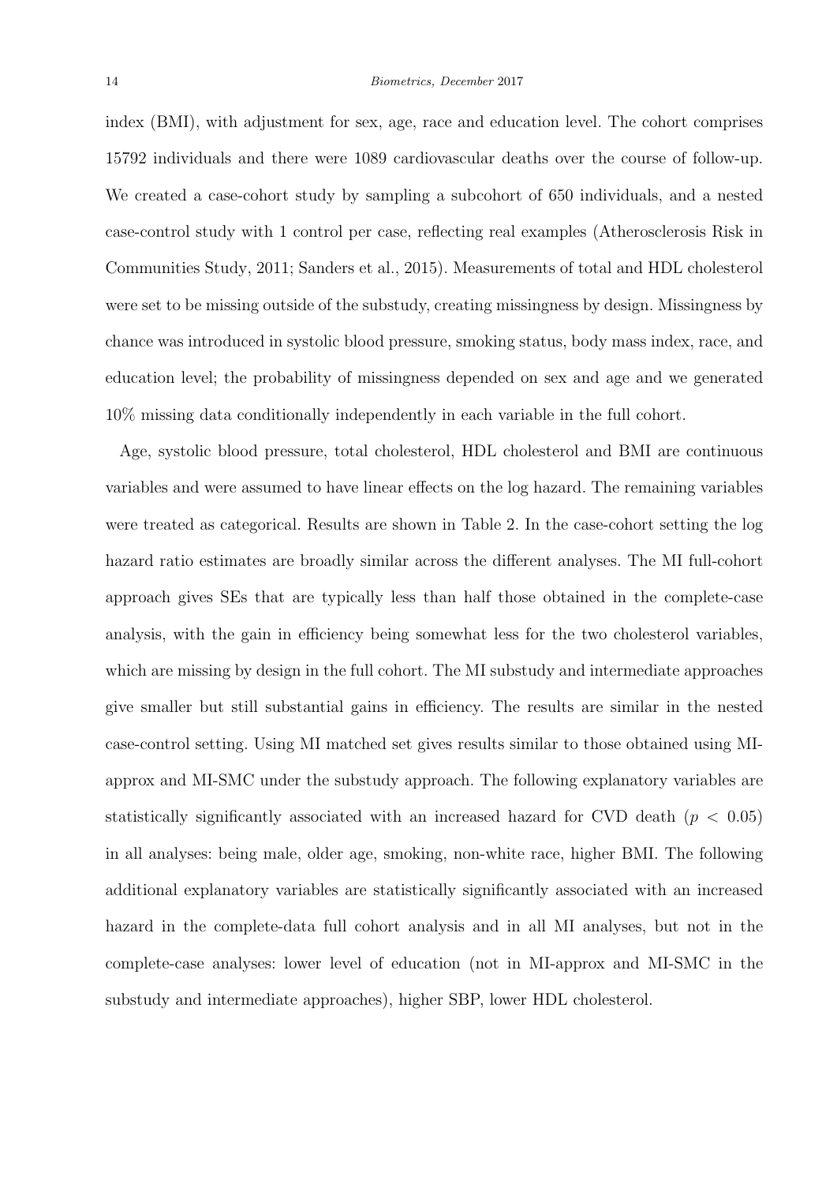index (BMI), with adjustment for sex, age, race and education level. The cohort comprises 15792 individuals and there were 1089 cardiovascular deaths over the course of follow-up. We created a case-cohort study by sampling a subcohort of 650 individuals, and a nested case-control study with 1 control per case, reflecting real examples (Atherosclerosis Risk in Communities Study, 2011; Sanders et al., 2015). Measurements of total and HDL cholesterol were set to be missing outside of the substudy, creating missingness by design. Missingness by chance was introduced in systolic blood pressure, smoking status, body mass index, race, and education level; the probability of missingness depended on sex and age and we generated 10% missing data conditionally independently in each variable in the full cohort.

Age, systolic blood pressure, total cholesterol, HDL cholesterol and BMI are continuous variables and were assumed to have linear effects on the log hazard. The remaining variables were treated as categorical. Results are shown in Table 2. In the case-cohort setting the log hazard ratio estimates are broadly similar across the different analyses. The MI full-cohort approach gives SEs that are typically less than half those obtained in the complete-case analysis, with the gain in efficiency being somewhat less for the two cholesterol variables, which are missing by design in the full cohort. The MI substudy and intermediate approaches give smaller but still substantial gains in efficiency. The results are similar in the nested case-control setting. Using MI matched set gives results similar to those obtained using MI-approx and MI-SMC under the substudy approach. The following explanatory variables are statistically significantly associated with an increased hazard for CVD death ($p < 0.05$) in all analyses: being male, older age, smoking, non-white race, higher BMI. The following additional explanatory variables are statistically significantly associated with an increased hazard in the complete-data full cohort analysis and in all MI analyses, but not in the complete-case analyses: lower level of education (not in MI-approx and MI-SMC in the substudy and intermediate approaches), higher SBP, lower HDL cholesterol.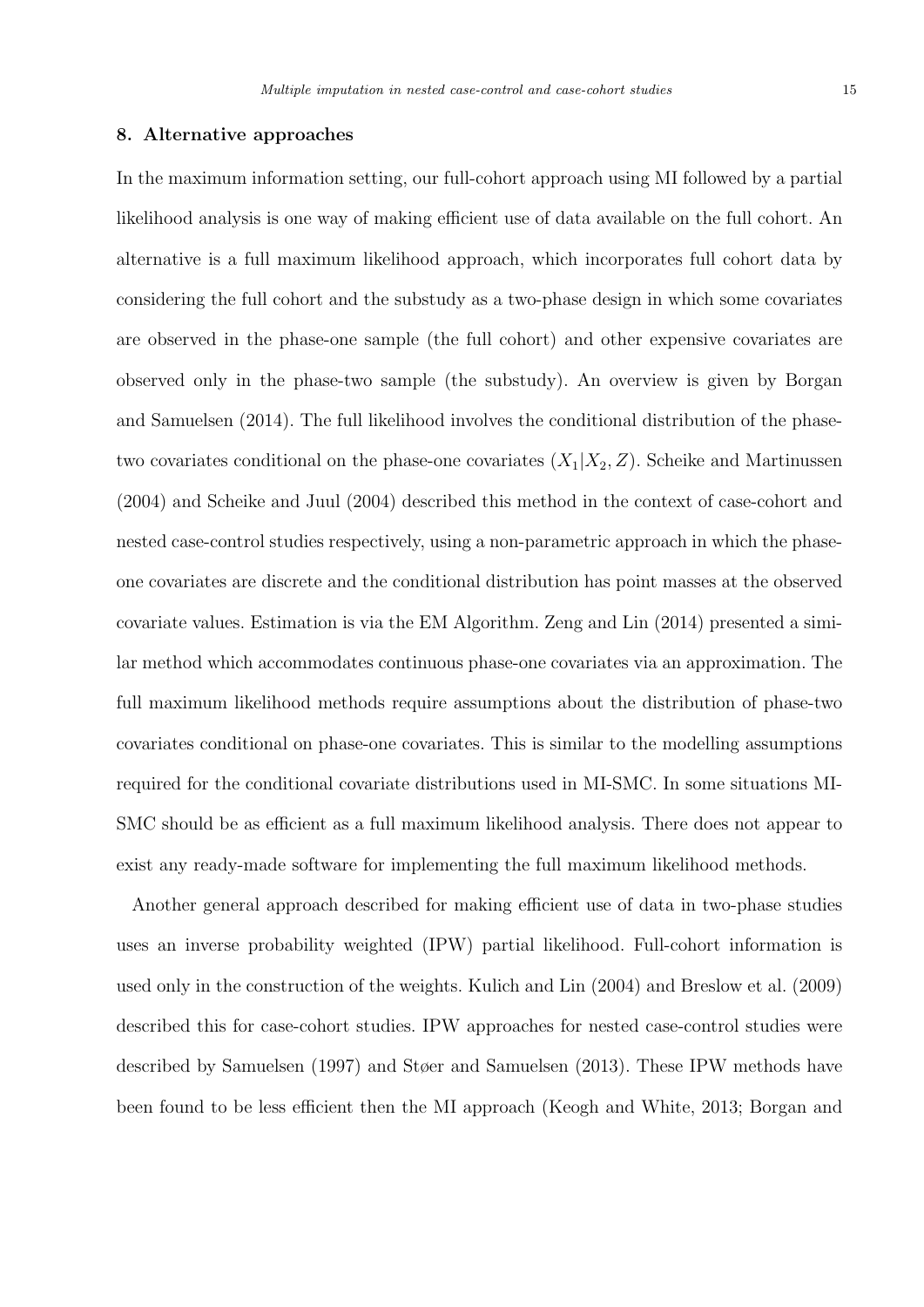## 8. Alternative approaches

In the maximum information setting, our full-cohort approach using MI followed by a partial likelihood analysis is one way of making efficient use of data available on the full cohort. An alternative is a full maximum likelihood approach, which incorporates full cohort data by considering the full cohort and the substudy as a two-phase design in which some covariates are observed in the phase-one sample (the full cohort) and other expensive covariates are observed only in the phase-two sample (the substudy). An overview is given by Borgan and Samuelsen (2014). The full likelihood involves the conditional distribution of the phase-two covariates conditional on the phase-one covariates $(X_1|X_2, Z)$. Scheike and Martinussen (2004) and Scheike and Juul (2004) described this method in the context of case-cohort and nested case-control studies respectively, using a non-parametric approach in which the phase-one covariates are discrete and the conditional distribution has point masses at the observed covariate values. Estimation is via the EM Algorithm. Zeng and Lin (2014) presented a similar method which accommodates continuous phase-one covariates via an approximation. The full maximum likelihood methods require assumptions about the distribution of phase-two covariates conditional on phase-one covariates. This is similar to the modelling assumptions required for the conditional covariate distributions used in MI-SMC. In some situations MI-SMC should be as efficient as a full maximum likelihood analysis. There does not appear to exist any ready-made software for implementing the full maximum likelihood methods.

Another general approach described for making efficient use of data in two-phase studies uses an inverse probability weighted (IPW) partial likelihood. Full-cohort information is used only in the construction of the weights. Kulich and Lin (2004) and Breslow et al. (2009) described this for case-cohort studies. IPW approaches for nested case-control studies were described by Samuelsen (1997) and Støer and Samuelsen (2013). These IPW methods have been found to be less efficient then the MI approach (Keogh and White, 2013; Borgan and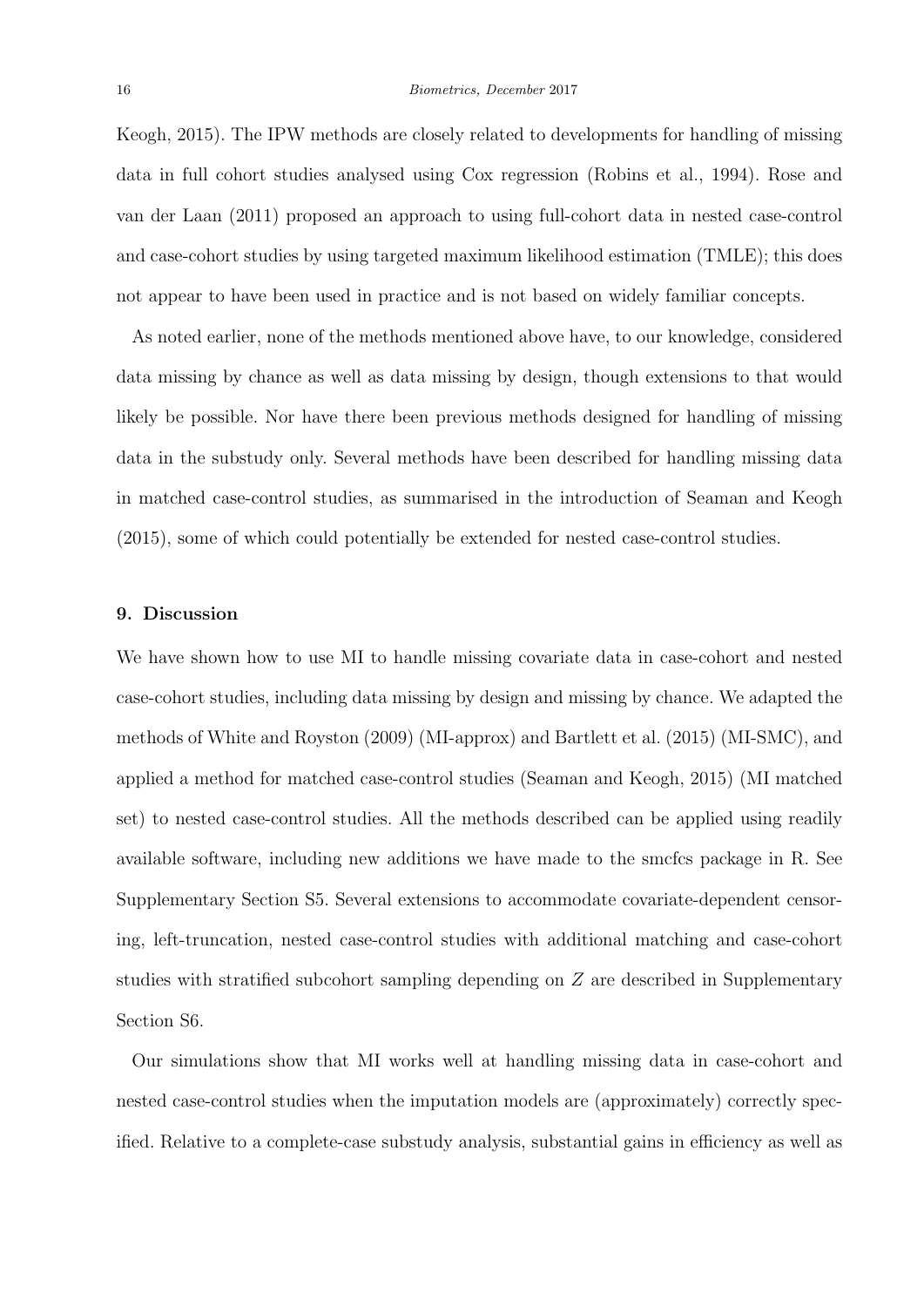Keogh, 2015). The IPW methods are closely related to developments for handling of missing data in full cohort studies analysed using Cox regression (Robins et al., 1994). Rose and van der Laan (2011) proposed an approach to using full-cohort data in nested case-control and case-cohort studies by using targeted maximum likelihood estimation (TMLE); this does not appear to have been used in practice and is not based on widely familiar concepts.

As noted earlier, none of the methods mentioned above have, to our knowledge, considered data missing by chance as well as data missing by design, though extensions to that would likely be possible. Nor have there been previous methods designed for handling of missing data in the substudy only. Several methods have been described for handling missing data in matched case-control studies, as summarised in the introduction of Seaman and Keogh (2015), some of which could potentially be extended for nested case-control studies.

## 9. Discussion

We have shown how to use MI to handle missing covariate data in case-cohort and nested case-cohort studies, including data missing by design and missing by chance. We adapted the methods of White and Royston (2009) (MI-approx) and Bartlett et al. (2015) (MI-SMC), and applied a method for matched case-control studies (Seaman and Keogh, 2015) (MI matched set) to nested case-control studies. All the methods described can be applied using readily available software, including new additions we have made to the smcfcs package in R. See Supplementary Section S5. Several extensions to accommodate covariate-dependent censoring, left-truncation, nested case-control studies with additional matching and case-cohort studies with stratified subcohort sampling depending on $Z$ are described in Supplementary Section S6.

Our simulations show that MI works well at handling missing data in case-cohort and nested case-control studies when the imputation models are (approximately) correctly specified. Relative to a complete-case substudy analysis, substantial gains in efficiency as well as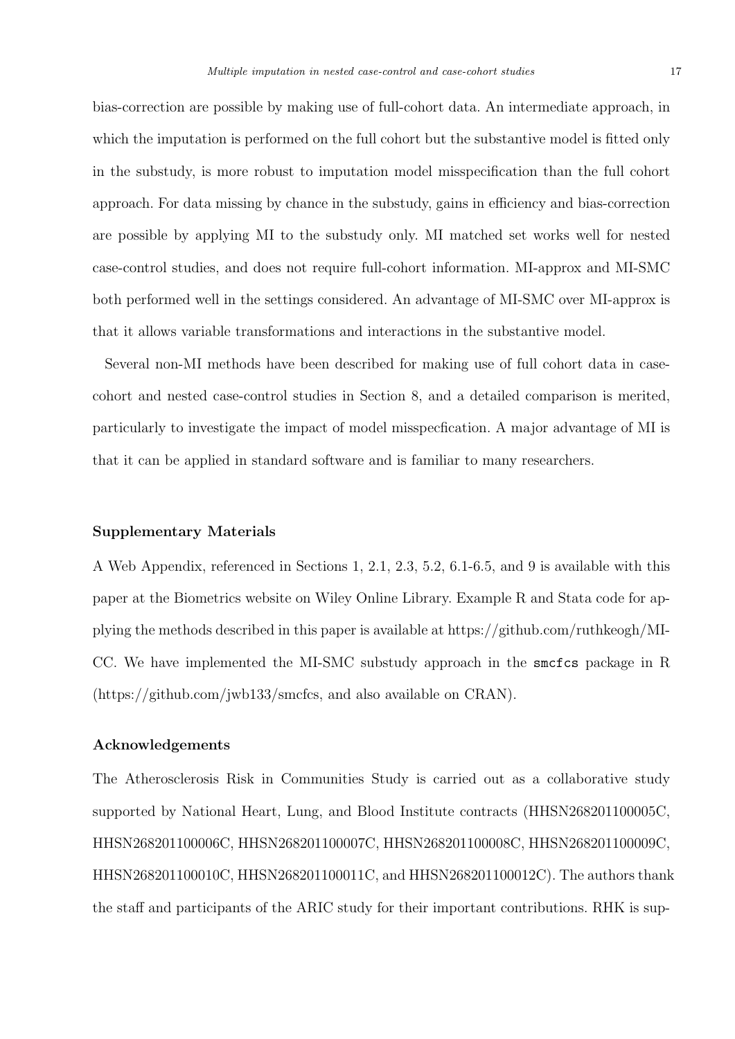bias-correction are possible by making use of full-cohort data. An intermediate approach, in which the imputation is performed on the full cohort but the substantive model is fitted only in the substudy, is more robust to imputation model misspecification than the full cohort approach. For data missing by chance in the substudy, gains in efficiency and bias-correction are possible by applying MI to the substudy only. MI matched set works well for nested case-control studies, and does not require full-cohort information. MI-approx and MI-SMC both performed well in the settings considered. An advantage of MI-SMC over MI-approx is that it allows variable transformations and interactions in the substantive model.

Several non-MI methods have been described for making use of full cohort data in case-cohort and nested case-control studies in Section 8, and a detailed comparison is merited, particularly to investigate the impact of model misspecfication. A major advantage of MI is that it can be applied in standard software and is familiar to many researchers.

## Supplementary Materials

A Web Appendix, referenced in Sections 1, 2.1, 2.3, 5.2, 6.1-6.5, and 9 is available with this paper at the Biometrics website on Wiley Online Library. Example R and Stata code for applying the methods described in this paper is available at https://github.com/ruthkeogh/MI-CC. We have implemented the MI-SMC substudy approach in the `smcfcs` package in R (https://github.com/jwb133/smcfcs, and also available on CRAN).

## Acknowledgements

The Atherosclerosis Risk in Communities Study is carried out as a collaborative study supported by National Heart, Lung, and Blood Institute contracts (HHSN268201100005C, HHSN268201100006C, HHSN268201100007C, HHSN268201100008C, HHSN268201100009C, HHSN268201100010C, HHSN268201100011C, and HHSN268201100012C). The authors thank the staff and participants of the ARIC study for their important contributions. RHK is sup-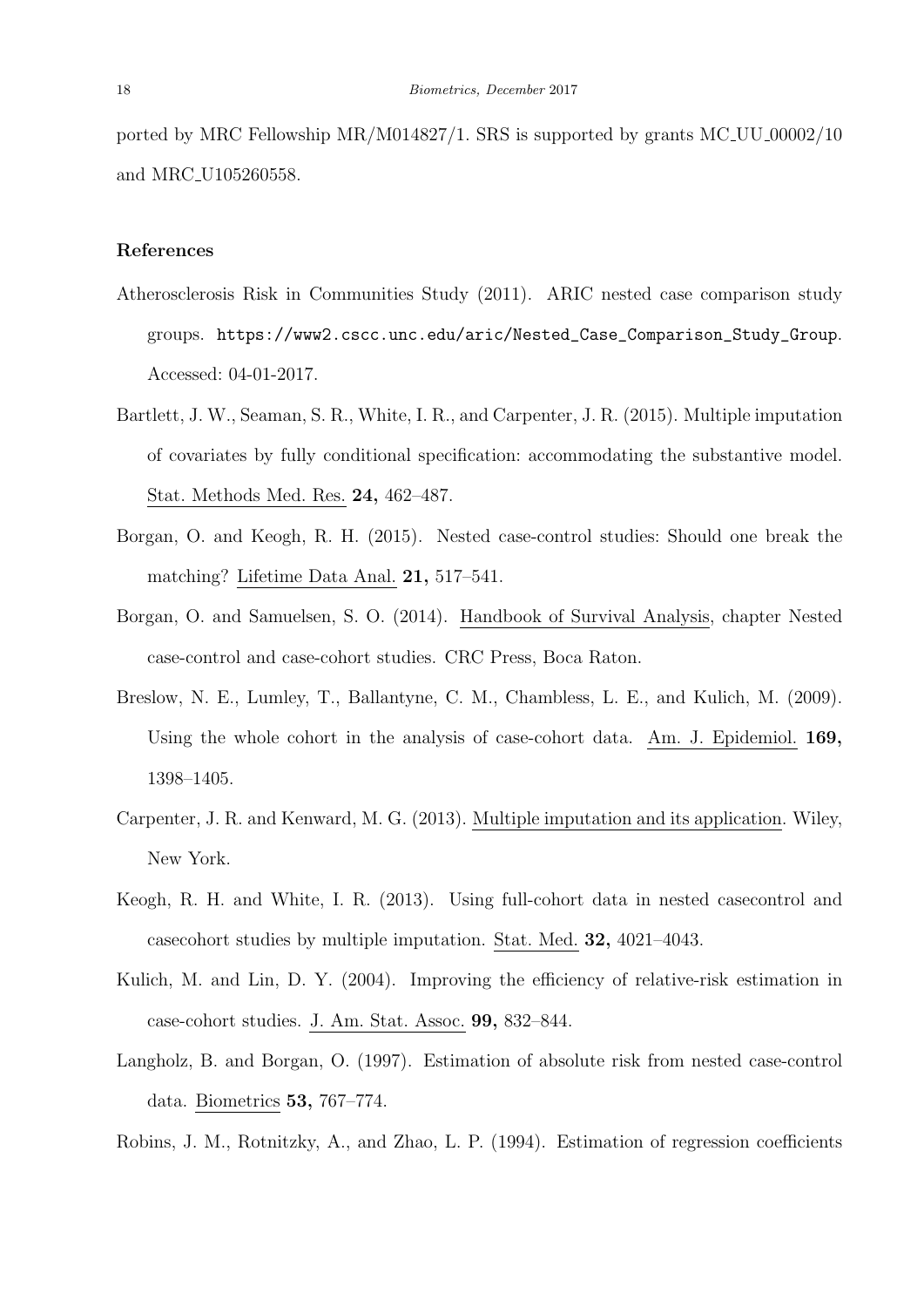ported by MRC Fellowship MR/M014827/1. SRS is supported by grants MC_UU_00002/10 and MRC_U105260558.

## References

Atherosclerosis Risk in Communities Study (2011). ARIC nested case comparison study groups. https://www2.cscc.unc.edu/aric/Nested_Case_Comparison_Study_Group. Accessed: 04-01-2017.

Bartlett, J. W., Seaman, S. R., White, I. R., and Carpenter, J. R. (2015). Multiple imputation of covariates by fully conditional specification: accommodating the substantive model. Stat. Methods Med. Res. **24,** 462–487.

Borgan, O. and Keogh, R. H. (2015). Nested case-control studies: Should one break the matching? Lifetime Data Anal. **21,** 517–541.

Borgan, O. and Samuelsen, S. O. (2014). Handbook of Survival Analysis, chapter Nested case-control and case-cohort studies. CRC Press, Boca Raton.

Breslow, N. E., Lumley, T., Ballantyne, C. M., Chambless, L. E., and Kulich, M. (2009). Using the whole cohort in the analysis of case-cohort data. Am. J. Epidemiol. **169,** 1398–1405.

Carpenter, J. R. and Kenward, M. G. (2013). Multiple imputation and its application. Wiley, New York.

Keogh, R. H. and White, I. R. (2013). Using full-cohort data in nested casecontrol and casecohort studies by multiple imputation. Stat. Med. **32,** 4021–4043.

Kulich, M. and Lin, D. Y. (2004). Improving the efficiency of relative-risk estimation in case-cohort studies. J. Am. Stat. Assoc. **99,** 832–844.

Langholz, B. and Borgan, O. (1997). Estimation of absolute risk from nested case-control data. Biometrics **53,** 767–774.

Robins, J. M., Rotnitzky, A., and Zhao, L. P. (1994). Estimation of regression coefficients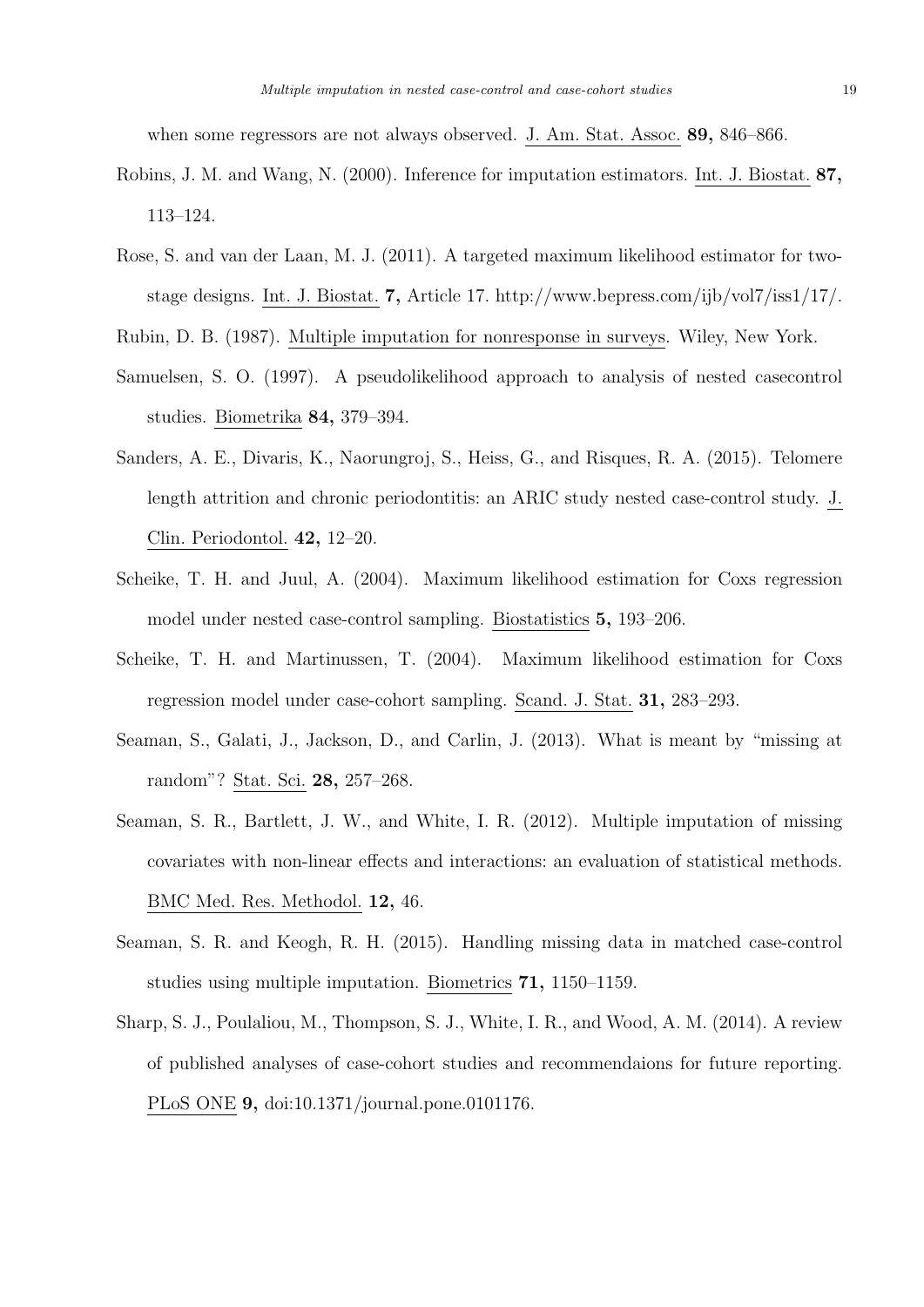when some regressors are not always observed. J. Am. Stat. Assoc. **89,** 846–866.

Robins, J. M. and Wang, N. (2000). Inference for imputation estimators. Int. J. Biostat. **87,** 113–124.

Rose, S. and van der Laan, M. J. (2011). A targeted maximum likelihood estimator for two-stage designs. Int. J. Biostat. **7,** Article 17. http://www.bepress.com/ijb/vol7/iss1/17/.

Rubin, D. B. (1987). Multiple imputation for nonresponse in surveys. Wiley, New York.

Samuelsen, S. O. (1997). A pseudolikelihood approach to analysis of nested casecontrol studies. Biometrika **84,** 379–394.

Sanders, A. E., Divaris, K., Naorungroj, S., Heiss, G., and Risques, R. A. (2015). Telomere length attrition and chronic periodontitis: an ARIC study nested case-control study. J. Clin. Periodontol. **42,** 12–20.

Scheike, T. H. and Juul, A. (2004). Maximum likelihood estimation for Coxs regression model under nested case-control sampling. Biostatistics **5,** 193–206.

Scheike, T. H. and Martinussen, T. (2004). Maximum likelihood estimation for Coxs regression model under case-cohort sampling. Scand. J. Stat. **31,** 283–293.

Seaman, S., Galati, J., Jackson, D., and Carlin, J. (2013). What is meant by "missing at random"? Stat. Sci. **28,** 257–268.

Seaman, S. R., Bartlett, J. W., and White, I. R. (2012). Multiple imputation of missing covariates with non-linear effects and interactions: an evaluation of statistical methods. BMC Med. Res. Methodol. **12,** 46.

Seaman, S. R. and Keogh, R. H. (2015). Handling missing data in matched case-control studies using multiple imputation. Biometrics **71,** 1150–1159.

Sharp, S. J., Poulaliou, M., Thompson, S. J., White, I. R., and Wood, A. M. (2014). A review of published analyses of case-cohort studies and recommendaions for future reporting. PLoS ONE **9,** doi:10.1371/journal.pone.0101176.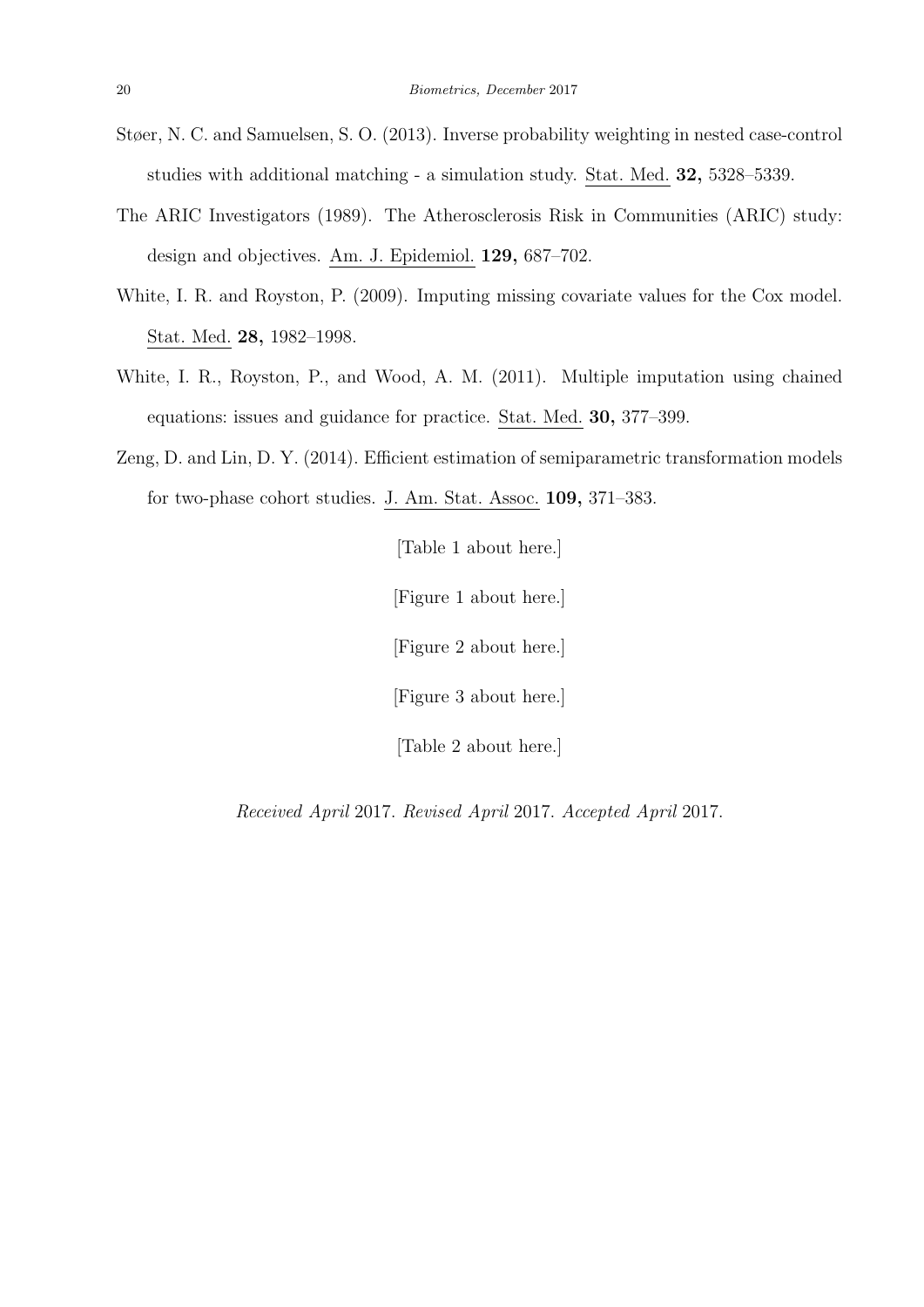Støer, N. C. and Samuelsen, S. O. (2013). Inverse probability weighting in nested case-control studies with additional matching - a simulation study. Stat. Med. **32,** 5328–5339.

The ARIC Investigators (1989). The Atherosclerosis Risk in Communities (ARIC) study: design and objectives. Am. J. Epidemiol. **129,** 687–702.

White, I. R. and Royston, P. (2009). Imputing missing covariate values for the Cox model. Stat. Med. **28,** 1982–1998.

White, I. R., Royston, P., and Wood, A. M. (2011). Multiple imputation using chained equations: issues and guidance for practice. Stat. Med. **30,** 377–399.

Zeng, D. and Lin, D. Y. (2014). Efficient estimation of semiparametric transformation models for two-phase cohort studies. J. Am. Stat. Assoc. **109,** 371–383.

[Table 1 about here.]

[Figure 1 about here.]

[Figure 2 about here.]

[Figure 3 about here.]

[Table 2 about here.]

*Received April* 2017. *Revised April* 2017. *Accepted April* 2017.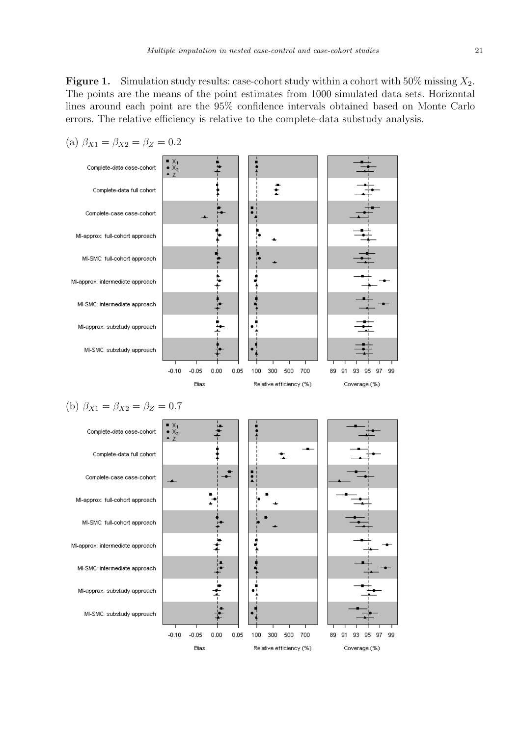**Figure 1.** Simulation study results: case-cohort study within a cohort with 50% missing $X_2$. The points are the means of the point estimates from 1000 simulated data sets. Horizontal lines around each point are the 95% confidence intervals obtained based on Monte Carlo errors. The relative efficiency is relative to the complete-data substudy analysis.

(a) $\beta_{X1} = \beta_{X2} = \beta_Z = 0.2$

(b) $\beta_{X1} = \beta_{X2} = \beta_Z = 0.7$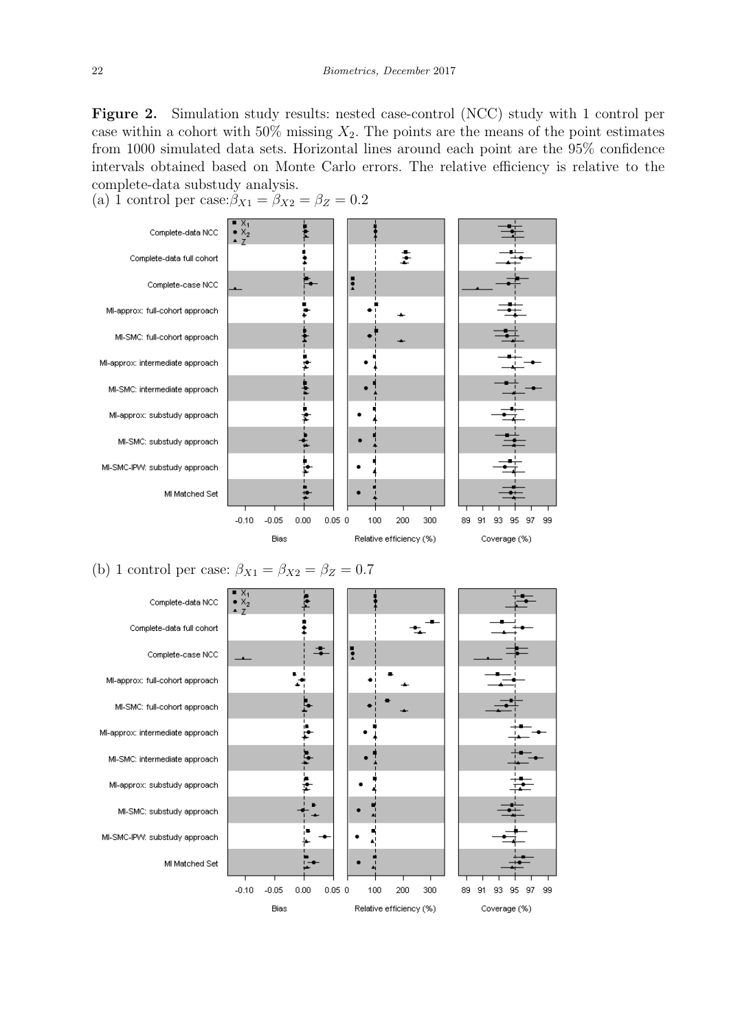**Figure 2.** Simulation study results: nested case-control (NCC) study with 1 control per case within a cohort with 50% missing $X_2$. The points are the means of the point estimates from 1000 simulated data sets. Horizontal lines around each point are the 95% confidence intervals obtained based on Monte Carlo errors. The relative efficiency is relative to the complete-data substudy analysis.

(a) 1 control per case: $\beta_{X1} = \beta_{X2} = \beta_Z = 0.2$

(b) 1 control per case: $\beta_{X1} = \beta_{X2} = \beta_Z = 0.7$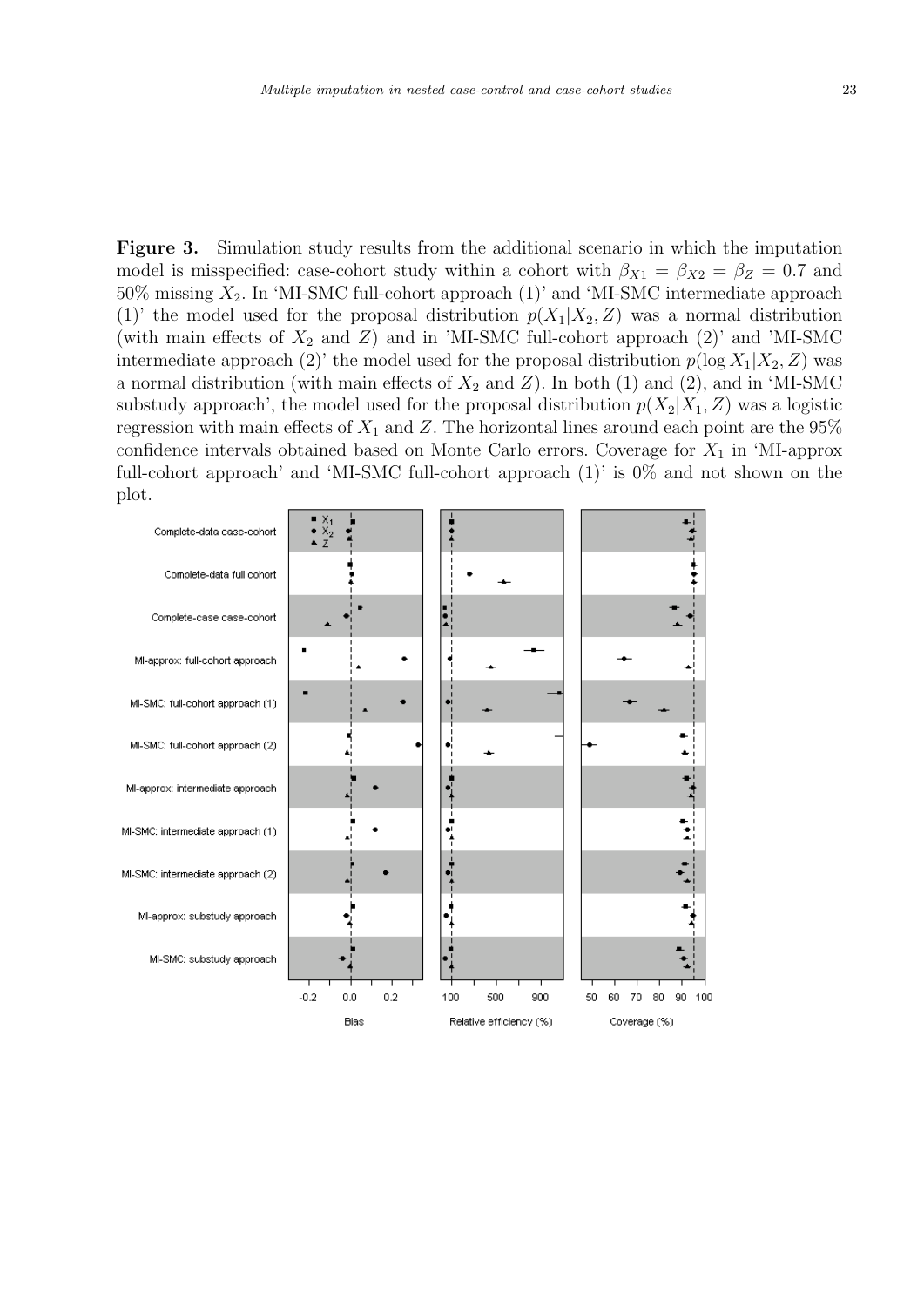**Figure 3.** Simulation study results from the additional scenario in which the imputation model is misspecified: case-cohort study within a cohort with $\beta_{X1} = \beta_{X2} = \beta_Z = 0.7$ and 50% missing $X_2$. In 'MI-SMC full-cohort approach (1)' and 'MI-SMC intermediate approach (1)' the model used for the proposal distribution $p(X_1|X_2, Z)$ was a normal distribution (with main effects of $X_2$ and $Z$) and in 'MI-SMC full-cohort approach (2)' and 'MI-SMC intermediate approach (2)' the model used for the proposal distribution $p(\log X_1|X_2, Z)$ was a normal distribution (with main effects of $X_2$ and $Z$). In both (1) and (2), and in 'MI-SMC substudy approach', the model used for the proposal distribution $p(X_2|X_1, Z)$ was a logistic regression with main effects of $X_1$ and $Z$. The horizontal lines around each point are the 95% confidence intervals obtained based on Monte Carlo errors. Coverage for $X_1$ in 'MI-approx full-cohort approach' and 'MI-SMC full-cohort approach (1)' is 0% and not shown on the plot.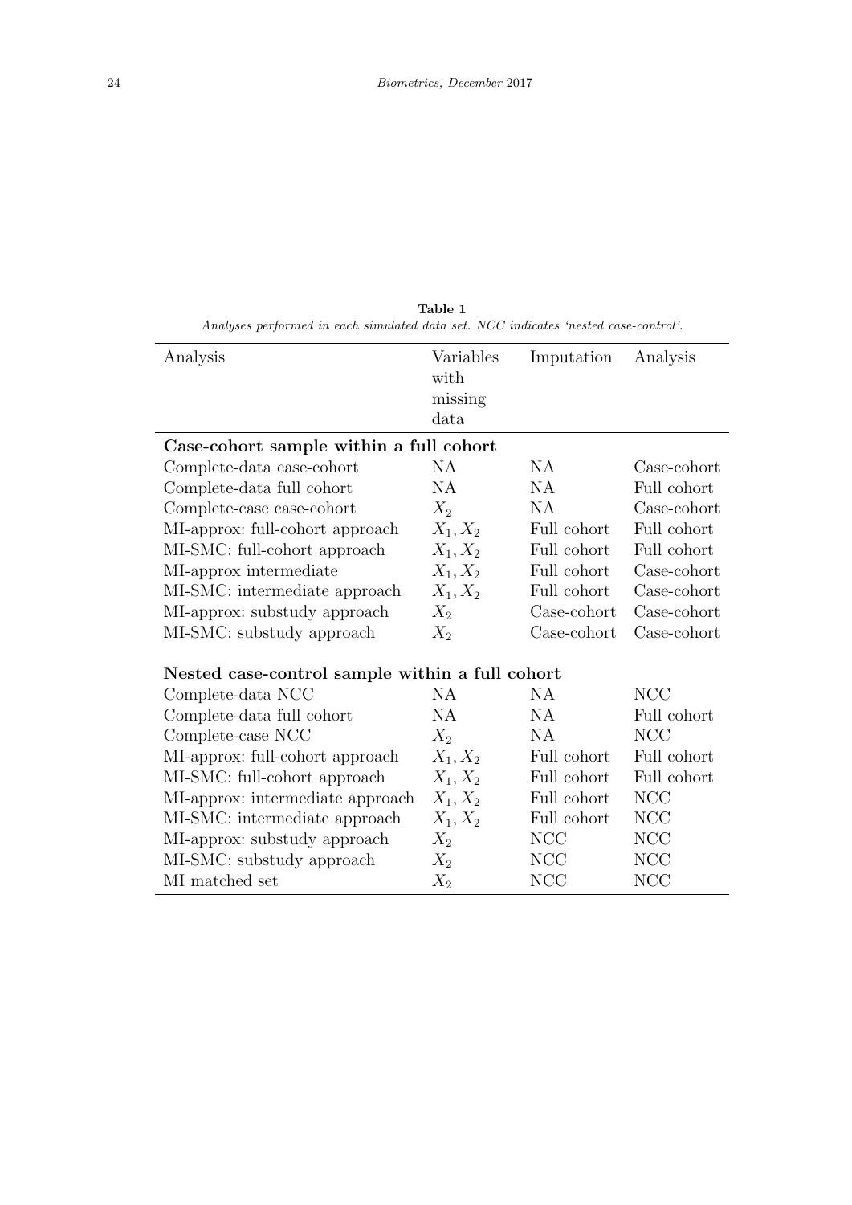**Table 1**
*Analyses performed in each simulated data set. NCC indicates 'nested case-control'.*

| Analysis | Variables with missing data | Imputation | Analysis |
|---|---|---|---|
| **Case-cohort sample within a full cohort** | | | |
| Complete-data case-cohort | NA | NA | Case-cohort |
| Complete-data full cohort | NA | NA | Full cohort |
| Complete-case case-cohort | $X_2$ | NA | Case-cohort |
| MI-approx: full-cohort approach | $X_1, X_2$ | Full cohort | Full cohort |
| MI-SMC: full-cohort approach | $X_1, X_2$ | Full cohort | Full cohort |
| MI-approx intermediate | $X_1, X_2$ | Full cohort | Case-cohort |
| MI-SMC: intermediate approach | $X_1, X_2$ | Full cohort | Case-cohort |
| MI-approx: substudy approach | $X_2$ | Case-cohort | Case-cohort |
| MI-SMC: substudy approach | $X_2$ | Case-cohort | Case-cohort |
| **Nested case-control sample within a full cohort** | | | |
| Complete-data NCC | NA | NA | NCC |
| Complete-data full cohort | NA | NA | Full cohort |
| Complete-case NCC | $X_2$ | NA | NCC |
| MI-approx: full-cohort approach | $X_1, X_2$ | Full cohort | Full cohort |
| MI-SMC: full-cohort approach | $X_1, X_2$ | Full cohort | Full cohort |
| MI-approx: intermediate approach | $X_1, X_2$ | Full cohort | NCC |
| MI-SMC: intermediate approach | $X_1, X_2$ | Full cohort | NCC |
| MI-approx: substudy approach | $X_2$ | NCC | NCC |
| MI-SMC: substudy approach | $X_2$ | NCC | NCC |
| MI matched set | $X_2$ | NCC | NCC |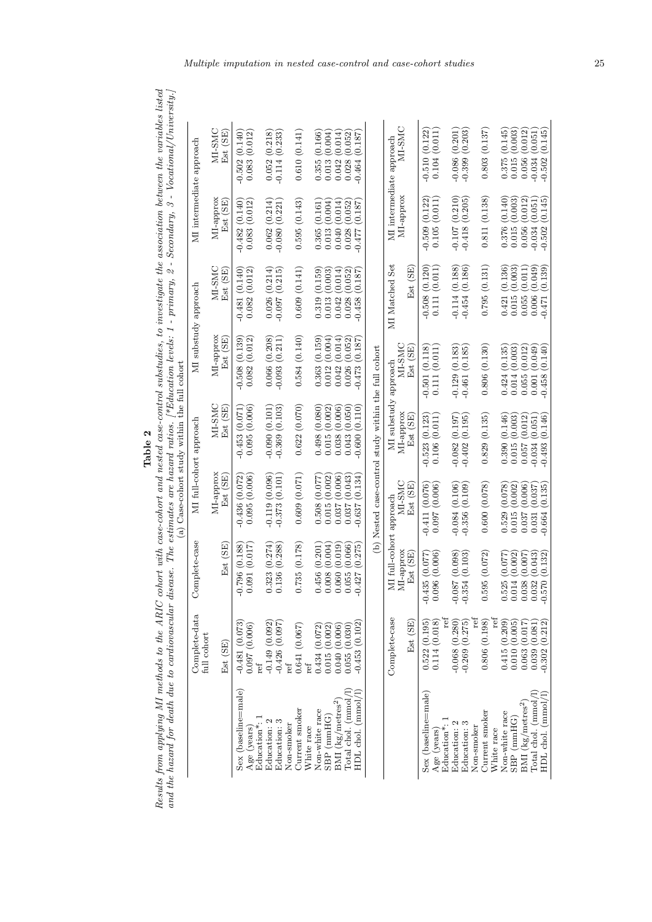**Table 2**

*Results from applying MI methods to the ARIC cohort with case-cohort and nested case-control substudies, to investigate the association between the variables listed and the hazard for death due to cardiovascular disease. The estimates are hazard ratios. [\*Education levels: 1 - primary, 2 - Secondary, 3 - Vocational/University.]*

(a) Case-cohort study within the full cohort

| | Complete-data full cohort | Complete-case | MI full-cohort approach | | MI substudy approach | | MI intermediate approach | |
|---|---|---|---|---|---|---|---|---|
| | | | MI-approx | MI-SMC | MI-approx | MI-SMC | MI-approx | MI-SMC |
| | Est (SE) | Est (SE) | Est (SE) | Est (SE) | Est (SE) | Est (SE) | Est (SE) | Est (SE) |
| Sex (baseline=male) | -0.481 (0.073) | -0.796 (0.188) | -0.436 (0.072) | -0.453 (0.071) | -0.508 (0.139) | -0.481 (0.140) | -0.482 (0.140) | -0.502 (0.140) |
| Age (years) | 0.097 (0.006) | 0.091 (0.017) | 0.095 (0.006) | 0.095 (0.006) | 0.082 (0.012) | 0.082 (0.012) | 0.083 (0.012) | 0.083 (0.012) |
| Education*: 1 | ref | | | | | | | |
| Education: 2 | -0.149 (0.092) | 0.323 (0.274) | -0.119 (0.096) | -0.090 (0.101) | 0.066 (0.208) | 0.026 (0.214) | 0.062 (0.214) | 0.052 (0.218) |
| Education: 3 | -0.426 (0.097) | 0.136 (0.288) | -0.373 (0.101) | -0.369 (0.103) | -0.093 (0.211) | -0.097 (0.215) | -0.080 (0.221) | -0.114 (0.233) |
| Non-smoker | ref | | | | | | | |
| Current smoker | 0.641 (0.067) | 0.735 (0.178) | 0.609 (0.071) | 0.622 (0.070) | 0.584 (0.140) | 0.609 (0.141) | 0.595 (0.143) | 0.610 (0.141) |
| White race | ref | | | | | | | |
| Non-white race | 0.434 (0.072) | 0.456 (0.201) | 0.508 (0.077) | 0.498 (0.080) | 0.363 (0.159) | 0.319 (0.159) | 0.365 (0.161) | 0.355 (0.166) |
| SBP (mmHG) | 0.015 (0.002) | 0.008 (0.004) | 0.015 (0.002) | 0.015 (0.002) | 0.012 (0.004) | 0.013 (0.003) | 0.013 (0.004) | 0.013 (0.004) |
| BMI (kg/metres$^2$) | 0.040 (0.006) | 0.060 (0.019) | 0.037 (0.006) | 0.038 (0.006) | 0.042 (0.014) | 0.042 (0.014) | 0.040 (0.014) | 0.042 (0.014) |
| Total chol. (mmol/l) | 0.055 (0.030) | 0.055 (0.066) | 0.037 (0.043) | 0.043 (0.050) | 0.026 (0.052) | 0.028 (0.052) | 0.028 (0.052) | 0.028 (0.052) |
| HDL chol. (mmol/l) | -0.453 (0.102) | -0.427 (0.275) | -0.637 (0.134) | -0.600 (0.110) | -0.473 (0.187) | -0.458 (0.187) | -0.477 (0.187) | -0.464 (0.187) |

(b) Nested case-control study within the full cohort

| | Complete-case | MI full-cohort approach | | MI substudy approach | | MI Matched Set | MI intermediate approach | |
|---|---|---|---|---|---|---|---|---|
| | | MI-approx | MI-SMC | MI-approx | MI-SMC | | MI-approx | MI-SMC |
| | Est (SE) | Est (SE) | Est (SE) | Est (SE) | Est (SE) | Est (SE) | | |
| Sex (baseline=male) | 0.522 (0.195) | -0.435 (0.077) | -0.411 (0.076) | -0.523 (0.123) | -0.501 (0.118) | -0.508 (0.120) | -0.509 (0.122) | -0.510 (0.122) |
| Age (years) | 0.114 (0.018) | 0.096 (0.006) | 0.097 (0.006) | 0.106 (0.011) | 0.111 (0.011) | 0.111 (0.011) | 0.105 (0.011) | 0.104 (0.011) |
| Education*: 1 | ref | | | | | | | |
| Education: 2 | -0.068 (0.280) | -0.087 (0.098) | -0.084 (0.106) | -0.082 (0.197) | -0.129 (0.183) | -0.114 (0.188) | -0.107 (0.210) | -0.086 (0.201) |
| Education: 3 | -0.269 (0.275) | -0.354 (0.103) | -0.356 (0.109) | -0.402 (0.195) | -0.461 (0.185) | -0.454 (0.186) | -0.418 (0.205) | -0.399 (0.203) |
| Non-smoker | ref | | | | | | | |
| Current smoker | 0.806 (0.198) | 0.595 (0.072) | 0.600 (0.078) | 0.829 (0.135) | 0.806 (0.130) | 0.795 (0.131) | 0.811 (0.138) | 0.803 (0.137) |
| White race | ref | | | | | | | |
| Non-white race | 0.415 (0.209) | 0.525 (0.077) | 0.529 (0.078) | 0.390 (0.146) | 0.424 (0.135) | 0.421 (0.136) | 0.376 (0.140) | 0.375 (0.145) |
| SBP (mmHG) | 0.010 (0.005) | 0.014 (0.002) | 0.015 (0.002) | 0.015 (0.003) | 0.014 (0.003) | 0.015 (0.003) | 0.015 (0.003) | 0.015 (0.003) |
| BMI (kg/metres$^2$) | 0.063 (0.017) | 0.038 (0.007) | 0.037 (0.006) | 0.057 (0.012) | 0.055 (0.012) | 0.055 (0.011) | 0.056 (0.012) | 0.056 (0.012) |
| Total chol. (mmol/l) | 0.039 (0.081) | 0.032 (0.043) | 0.031 (0.037) | -0.034 (0.051) | 0.001 (0.049) | 0.006 (0.049) | -0.034 (0.051) | -0.034 (0.051) |
| HDL chol. (mmol/l) | -0.302 (0.212) | -0.570 (0.132) | -0.664 (0.135) | -0.493 (0.146) | -0.458 (0.140) | -0.471 (0.139) | -0.502 (0.145) | -0.502 (0.145) |